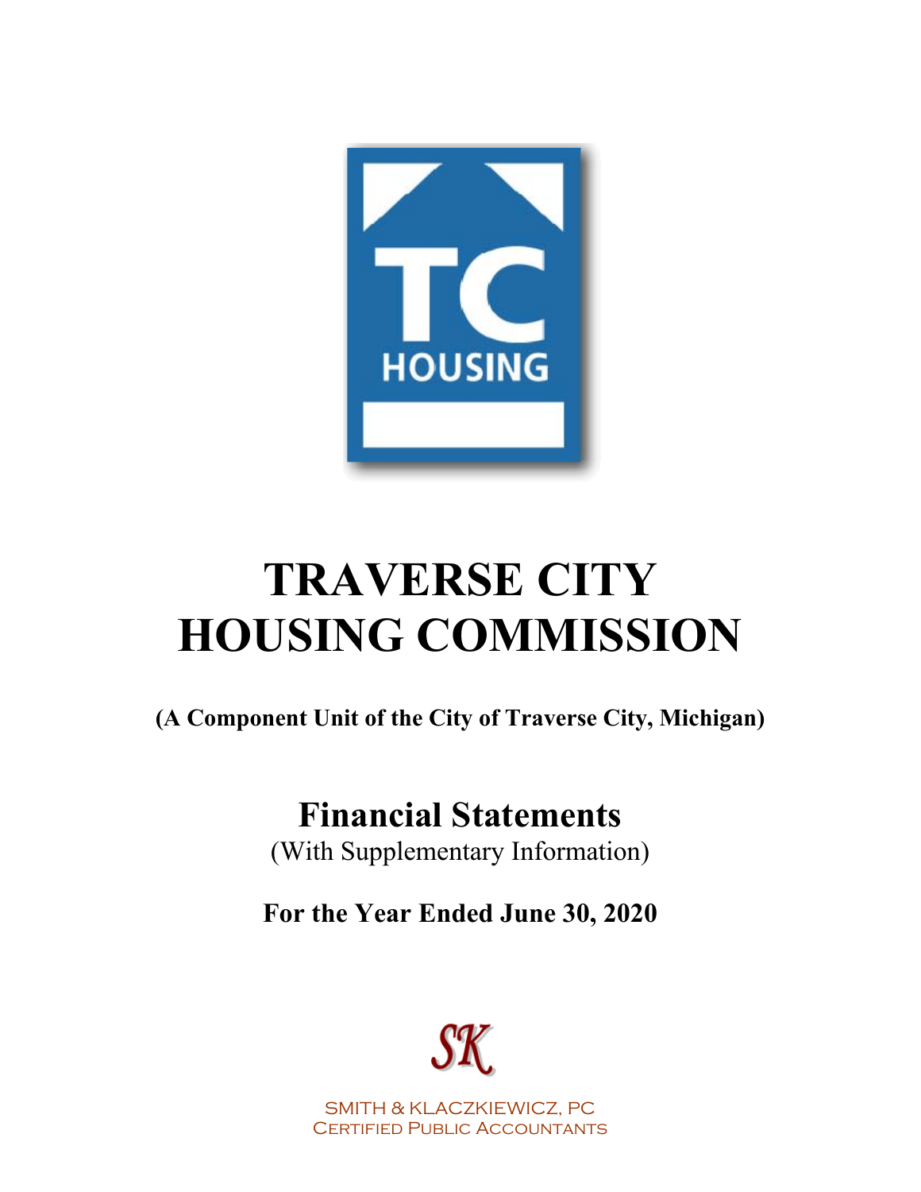TC HOUSING

# TRAVERSE CITY HOUSING COMMISSION

**(A Component Unit of the City of Traverse City, Michigan)**

## Financial Statements

(With Supplementary Information)

**For the Year Ended June 30, 2020**

SK

SMITH & KLACZKIEWICZ, PC
Certified Public Accountants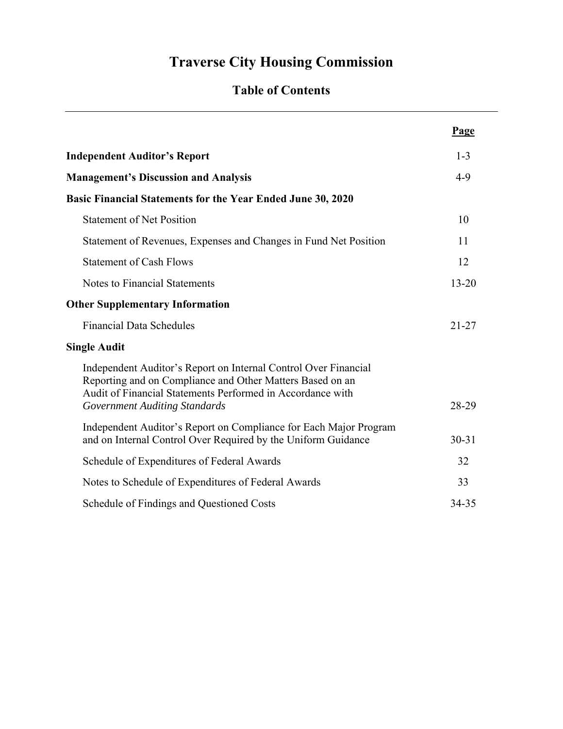# Traverse City Housing Commission

## Table of Contents

| | Page |
|---|---|
| **Independent Auditor's Report** | 1-3 |
| **Management's Discussion and Analysis** | 4-9 |
| **Basic Financial Statements for the Year Ended June 30, 2020** | |
| Statement of Net Position | 10 |
| Statement of Revenues, Expenses and Changes in Fund Net Position | 11 |
| Statement of Cash Flows | 12 |
| Notes to Financial Statements | 13-20 |
| **Other Supplementary Information** | |
| Financial Data Schedules | 21-27 |
| **Single Audit** | |
| Independent Auditor's Report on Internal Control Over Financial Reporting and on Compliance and Other Matters Based on an Audit of Financial Statements Performed in Accordance with *Government Auditing Standards* | 28-29 |
| Independent Auditor's Report on Compliance for Each Major Program and on Internal Control Over Required by the Uniform Guidance | 30-31 |
| Schedule of Expenditures of Federal Awards | 32 |
| Notes to Schedule of Expenditures of Federal Awards | 33 |
| Schedule of Findings and Questioned Costs | 34-35 |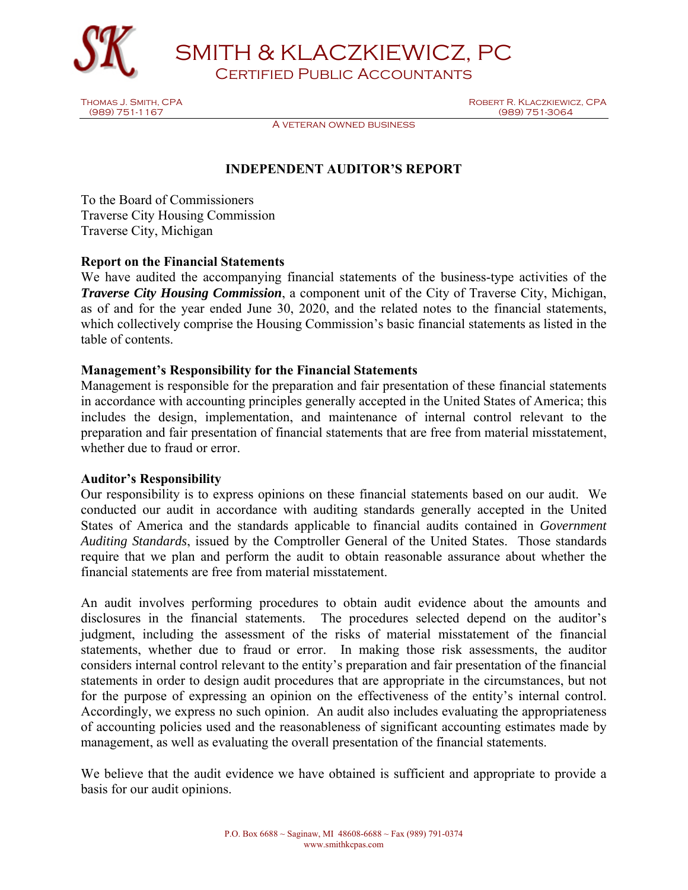# SMITH & KLACZKIEWICZ, PC

Certified Public Accountants

Thomas J. Smith, CPA (989) 751-1167

Robert R. Klaczkiewicz, CPA (989) 751-3064

A veteran owned business

## INDEPENDENT AUDITOR'S REPORT

To the Board of Commissioners
Traverse City Housing Commission
Traverse City, Michigan

**Report on the Financial Statements**

We have audited the accompanying financial statements of the business-type activities of the ***Traverse City Housing Commission***, a component unit of the City of Traverse City, Michigan, as of and for the year ended June 30, 2020, and the related notes to the financial statements, which collectively comprise the Housing Commission's basic financial statements as listed in the table of contents.

**Management's Responsibility for the Financial Statements**

Management is responsible for the preparation and fair presentation of these financial statements in accordance with accounting principles generally accepted in the United States of America; this includes the design, implementation, and maintenance of internal control relevant to the preparation and fair presentation of financial statements that are free from material misstatement, whether due to fraud or error.

**Auditor's Responsibility**

Our responsibility is to express opinions on these financial statements based on our audit. We conducted our audit in accordance with auditing standards generally accepted in the United States of America and the standards applicable to financial audits contained in *Government Auditing Standards*, issued by the Comptroller General of the United States. Those standards require that we plan and perform the audit to obtain reasonable assurance about whether the financial statements are free from material misstatement.

An audit involves performing procedures to obtain audit evidence about the amounts and disclosures in the financial statements. The procedures selected depend on the auditor's judgment, including the assessment of the risks of material misstatement of the financial statements, whether due to fraud or error. In making those risk assessments, the auditor considers internal control relevant to the entity's preparation and fair presentation of the financial statements in order to design audit procedures that are appropriate in the circumstances, but not for the purpose of expressing an opinion on the effectiveness of the entity's internal control. Accordingly, we express no such opinion. An audit also includes evaluating the appropriateness of accounting policies used and the reasonableness of significant accounting estimates made by management, as well as evaluating the overall presentation of the financial statements.

We believe that the audit evidence we have obtained is sufficient and appropriate to provide a basis for our audit opinions.

P.O. Box 6688 ~ Saginaw, MI 48608-6688 ~ Fax (989) 791-0374
www.smithkcpas.com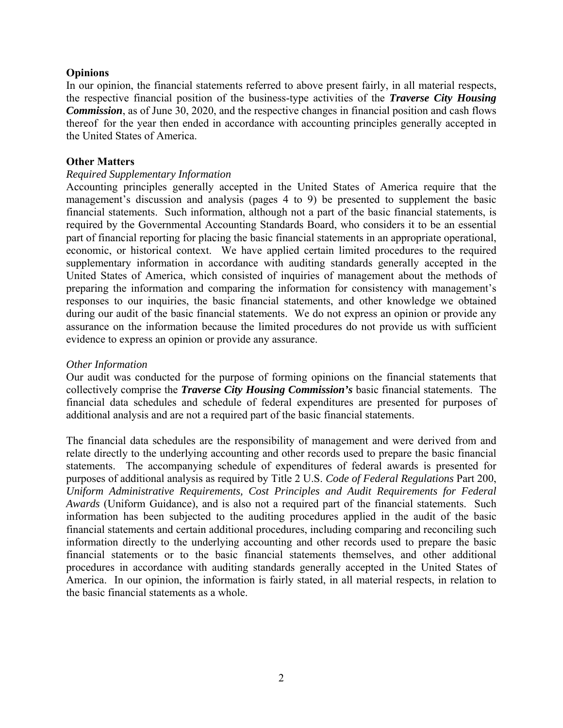**Opinions**

In our opinion, the financial statements referred to above present fairly, in all material respects, the respective financial position of the business-type activities of the ***Traverse City Housing Commission***, as of June 30, 2020, and the respective changes in financial position and cash flows thereof for the year then ended in accordance with accounting principles generally accepted in the United States of America.

**Other Matters**

*Required Supplementary Information*

Accounting principles generally accepted in the United States of America require that the management's discussion and analysis (pages 4 to 9) be presented to supplement the basic financial statements. Such information, although not a part of the basic financial statements, is required by the Governmental Accounting Standards Board, who considers it to be an essential part of financial reporting for placing the basic financial statements in an appropriate operational, economic, or historical context. We have applied certain limited procedures to the required supplementary information in accordance with auditing standards generally accepted in the United States of America, which consisted of inquiries of management about the methods of preparing the information and comparing the information for consistency with management's responses to our inquiries, the basic financial statements, and other knowledge we obtained during our audit of the basic financial statements. We do not express an opinion or provide any assurance on the information because the limited procedures do not provide us with sufficient evidence to express an opinion or provide any assurance.

*Other Information*

Our audit was conducted for the purpose of forming opinions on the financial statements that collectively comprise the ***Traverse City Housing Commission's*** basic financial statements. The financial data schedules and schedule of federal expenditures are presented for purposes of additional analysis and are not a required part of the basic financial statements.

The financial data schedules are the responsibility of management and were derived from and relate directly to the underlying accounting and other records used to prepare the basic financial statements. The accompanying schedule of expenditures of federal awards is presented for purposes of additional analysis as required by Title 2 U.S. *Code of Federal Regulations* Part 200, *Uniform Administrative Requirements, Cost Principles and Audit Requirements for Federal Awards* (Uniform Guidance), and is also not a required part of the financial statements. Such information has been subjected to the auditing procedures applied in the audit of the basic financial statements and certain additional procedures, including comparing and reconciling such information directly to the underlying accounting and other records used to prepare the basic financial statements or to the basic financial statements themselves, and other additional procedures in accordance with auditing standards generally accepted in the United States of America. In our opinion, the information is fairly stated, in all material respects, in relation to the basic financial statements as a whole.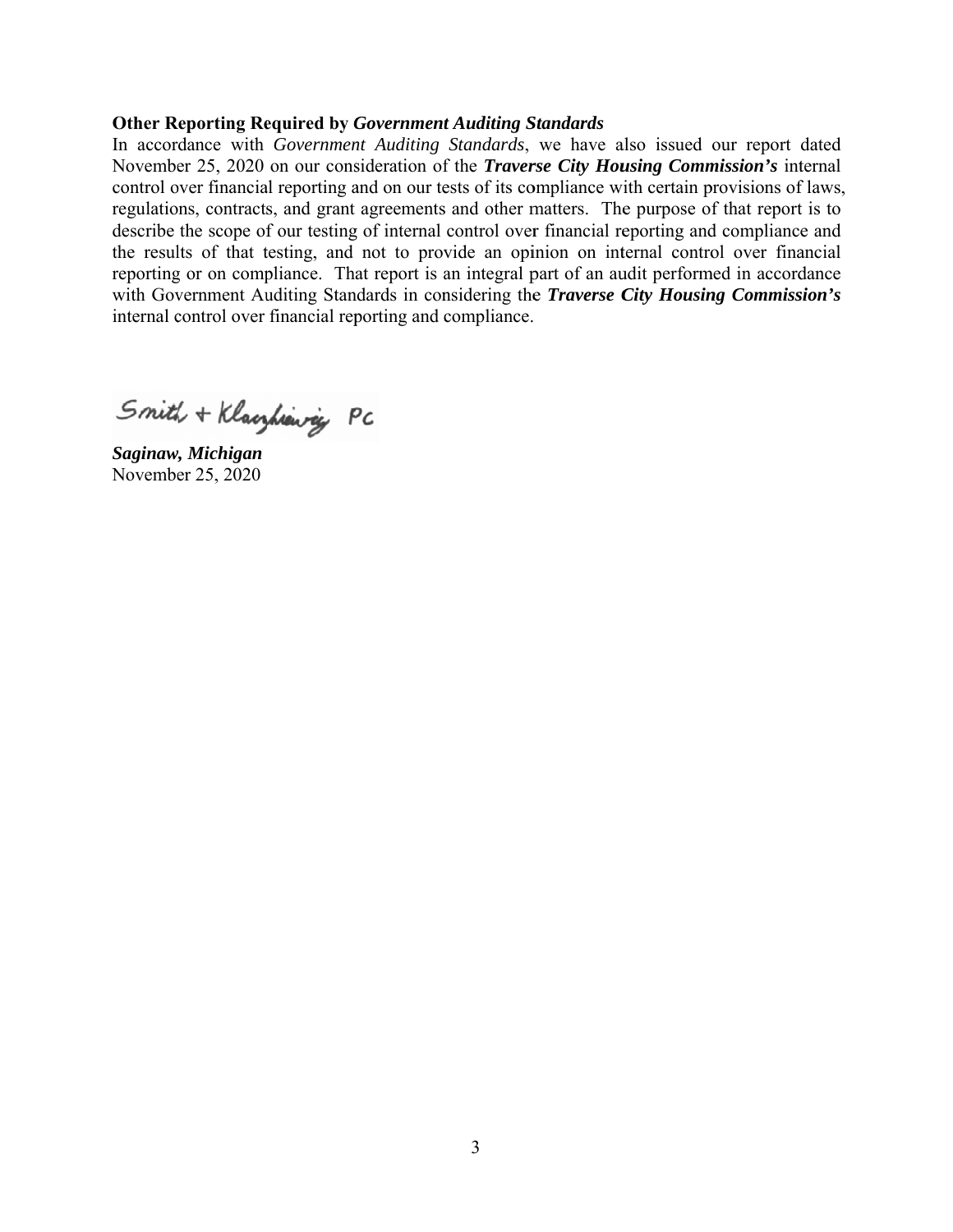**Other Reporting Required by *Government Auditing Standards***

In accordance with *Government Auditing Standards*, we have also issued our report dated November 25, 2020 on our consideration of the ***Traverse City Housing Commission's*** internal control over financial reporting and on our tests of its compliance with certain provisions of laws, regulations, contracts, and grant agreements and other matters. The purpose of that report is to describe the scope of our testing of internal control over financial reporting and compliance and the results of that testing, and not to provide an opinion on internal control over financial reporting or on compliance. That report is an integral part of an audit performed in accordance with Government Auditing Standards in considering the ***Traverse City Housing Commission's*** internal control over financial reporting and compliance.

Smith + Klaczkiewicz PC

***Saginaw, Michigan***
November 25, 2020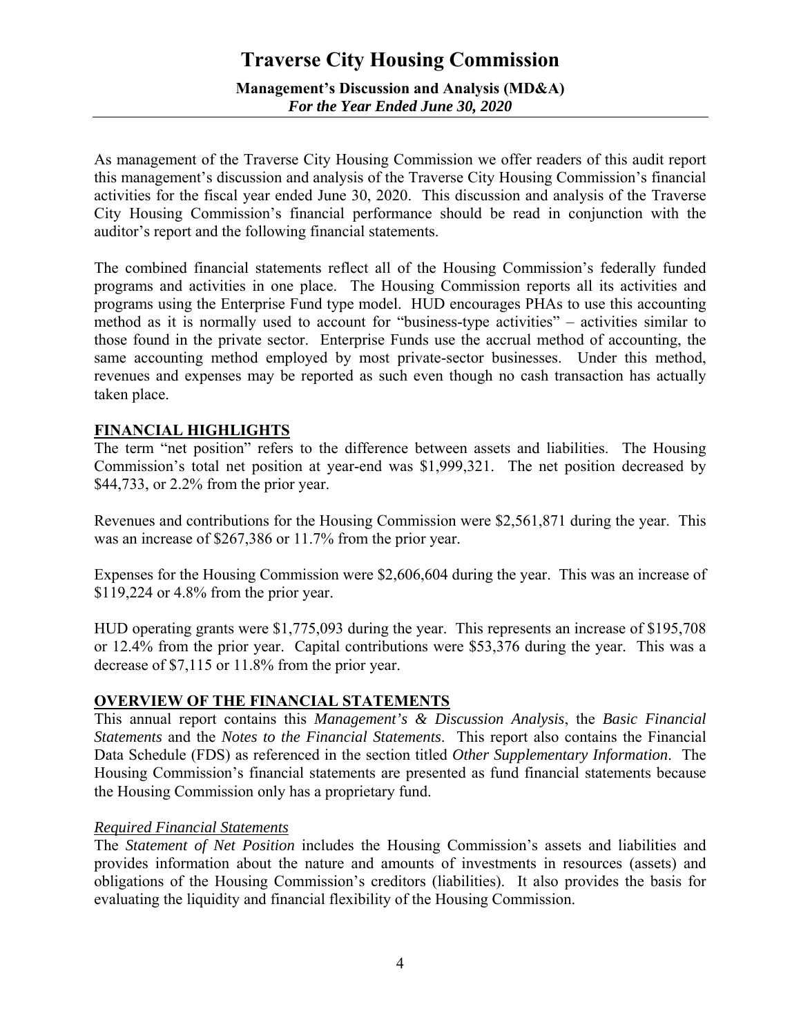# Traverse City Housing Commission

**Management's Discussion and Analysis (MD&A)**
***For the Year Ended June 30, 2020***

As management of the Traverse City Housing Commission we offer readers of this audit report this management's discussion and analysis of the Traverse City Housing Commission's financial activities for the fiscal year ended June 30, 2020. This discussion and analysis of the Traverse City Housing Commission's financial performance should be read in conjunction with the auditor's report and the following financial statements.

The combined financial statements reflect all of the Housing Commission's federally funded programs and activities in one place. The Housing Commission reports all its activities and programs using the Enterprise Fund type model. HUD encourages PHAs to use this accounting method as it is normally used to account for "business-type activities" – activities similar to those found in the private sector. Enterprise Funds use the accrual method of accounting, the same accounting method employed by most private-sector businesses. Under this method, revenues and expenses may be reported as such even though no cash transaction has actually taken place.

## FINANCIAL HIGHLIGHTS

The term "net position" refers to the difference between assets and liabilities. The Housing Commission's total net position at year-end was $1,999,321. The net position decreased by $44,733, or 2.2% from the prior year.

Revenues and contributions for the Housing Commission were $2,561,871 during the year. This was an increase of $267,386 or 11.7% from the prior year.

Expenses for the Housing Commission were $2,606,604 during the year. This was an increase of $119,224 or 4.8% from the prior year.

HUD operating grants were $1,775,093 during the year. This represents an increase of $195,708 or 12.4% from the prior year. Capital contributions were $53,376 during the year. This was a decrease of $7,115 or 11.8% from the prior year.

## OVERVIEW OF THE FINANCIAL STATEMENTS

This annual report contains this *Management's & Discussion Analysis*, the *Basic Financial Statements* and the *Notes to the Financial Statements*. This report also contains the Financial Data Schedule (FDS) as referenced in the section titled *Other Supplementary Information*. The Housing Commission's financial statements are presented as fund financial statements because the Housing Commission only has a proprietary fund.

### *Required Financial Statements*

The *Statement of Net Position* includes the Housing Commission's assets and liabilities and provides information about the nature and amounts of investments in resources (assets) and obligations of the Housing Commission's creditors (liabilities). It also provides the basis for evaluating the liquidity and financial flexibility of the Housing Commission.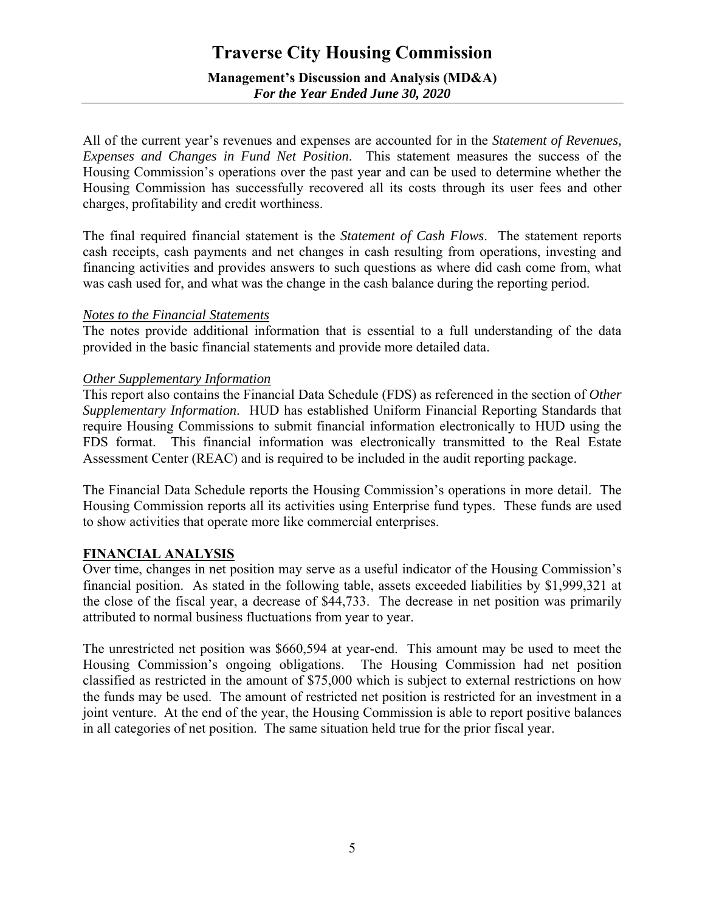All of the current year's revenues and expenses are accounted for in the *Statement of Revenues, Expenses and Changes in Fund Net Position*. This statement measures the success of the Housing Commission's operations over the past year and can be used to determine whether the Housing Commission has successfully recovered all its costs through its user fees and other charges, profitability and credit worthiness.

The final required financial statement is the *Statement of Cash Flows*. The statement reports cash receipts, cash payments and net changes in cash resulting from operations, investing and financing activities and provides answers to such questions as where did cash come from, what was cash used for, and what was the change in the cash balance during the reporting period.

*Notes to the Financial Statements*

The notes provide additional information that is essential to a full understanding of the data provided in the basic financial statements and provide more detailed data.

*Other Supplementary Information*

This report also contains the Financial Data Schedule (FDS) as referenced in the section of *Other Supplementary Information*. HUD has established Uniform Financial Reporting Standards that require Housing Commissions to submit financial information electronically to HUD using the FDS format. This financial information was electronically transmitted to the Real Estate Assessment Center (REAC) and is required to be included in the audit reporting package.

The Financial Data Schedule reports the Housing Commission's operations in more detail. The Housing Commission reports all its activities using Enterprise fund types. These funds are used to show activities that operate more like commercial enterprises.

## FINANCIAL ANALYSIS

Over time, changes in net position may serve as a useful indicator of the Housing Commission's financial position. As stated in the following table, assets exceeded liabilities by $1,999,321 at the close of the fiscal year, a decrease of $44,733. The decrease in net position was primarily attributed to normal business fluctuations from year to year.

The unrestricted net position was $660,594 at year-end. This amount may be used to meet the Housing Commission's ongoing obligations. The Housing Commission had net position classified as restricted in the amount of $75,000 which is subject to external restrictions on how the funds may be used. The amount of restricted net position is restricted for an investment in a joint venture. At the end of the year, the Housing Commission is able to report positive balances in all categories of net position. The same situation held true for the prior fiscal year.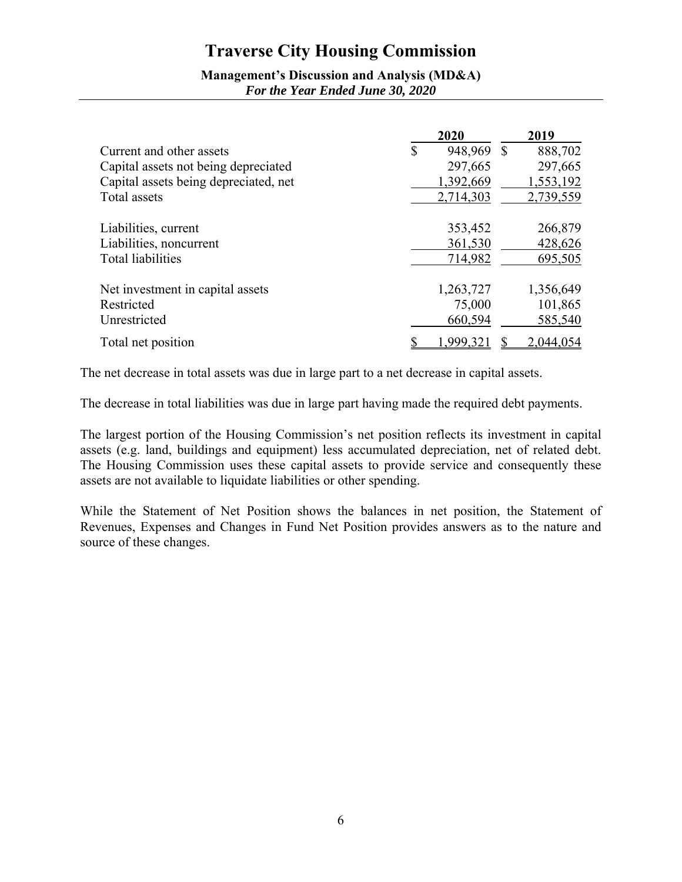# Traverse City Housing Commission

**Management's Discussion and Analysis (MD&A)**
***For the Year Ended June 30, 2020***

| | 2020 | 2019 |
|---|---|---|
| Current and other assets | $ 948,969 | $ 888,702 |
| Capital assets not being depreciated | 297,665 | 297,665 |
| Capital assets being depreciated, net | 1,392,669 | 1,553,192 |
| Total assets | 2,714,303 | 2,739,559 |
| | | |
| Liabilities, current | 353,452 | 266,879 |
| Liabilities, noncurrent | 361,530 | 428,626 |
| Total liabilities | 714,982 | 695,505 |
| | | |
| Net investment in capital assets | 1,263,727 | 1,356,649 |
| Restricted | 75,000 | 101,865 |
| Unrestricted | 660,594 | 585,540 |
| Total net position | $ 1,999,321 | $ 2,044,054 |

The net decrease in total assets was due in large part to a net decrease in capital assets.

The decrease in total liabilities was due in large part having made the required debt payments.

The largest portion of the Housing Commission's net position reflects its investment in capital assets (e.g. land, buildings and equipment) less accumulated depreciation, net of related debt. The Housing Commission uses these capital assets to provide service and consequently these assets are not available to liquidate liabilities or other spending.

While the Statement of Net Position shows the balances in net position, the Statement of Revenues, Expenses and Changes in Fund Net Position provides answers as to the nature and source of these changes.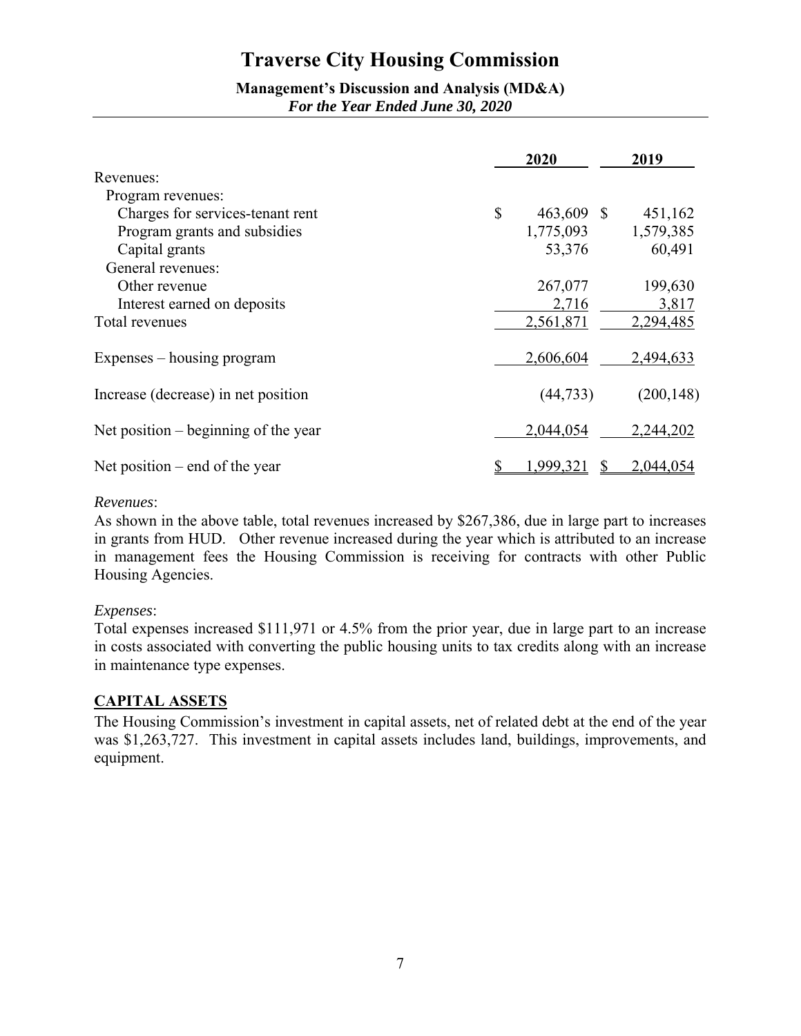# Traverse City Housing Commission

**Management's Discussion and Analysis (MD&A)**
***For the Year Ended June 30, 2020***

| | 2020 | 2019 |
|---|---|---|
| Revenues: | | |
| Program revenues: | | |
| Charges for services-tenant rent | $ 463,609 | $ 451,162 |
| Program grants and subsidies | 1,775,093 | 1,579,385 |
| Capital grants | 53,376 | 60,491 |
| General revenues: | | |
| Other revenue | 267,077 | 199,630 |
| Interest earned on deposits | 2,716 | 3,817 |
| Total revenues | 2,561,871 | 2,294,485 |
| Expenses – housing program | 2,606,604 | 2,494,633 |
| Increase (decrease) in net position | (44,733) | (200,148) |
| Net position – beginning of the year | 2,044,054 | 2,244,202 |
| Net position – end of the year | $ 1,999,321 | $ 2,044,054 |

*Revenues*:
As shown in the above table, total revenues increased by $267,386, due in large part to increases in grants from HUD. Other revenue increased during the year which is attributed to an increase in management fees the Housing Commission is receiving for contracts with other Public Housing Agencies.

*Expenses*:
Total expenses increased $111,971 or 4.5% from the prior year, due in large part to an increase in costs associated with converting the public housing units to tax credits along with an increase in maintenance type expenses.

## CAPITAL ASSETS

The Housing Commission's investment in capital assets, net of related debt at the end of the year was $1,263,727. This investment in capital assets includes land, buildings, improvements, and equipment.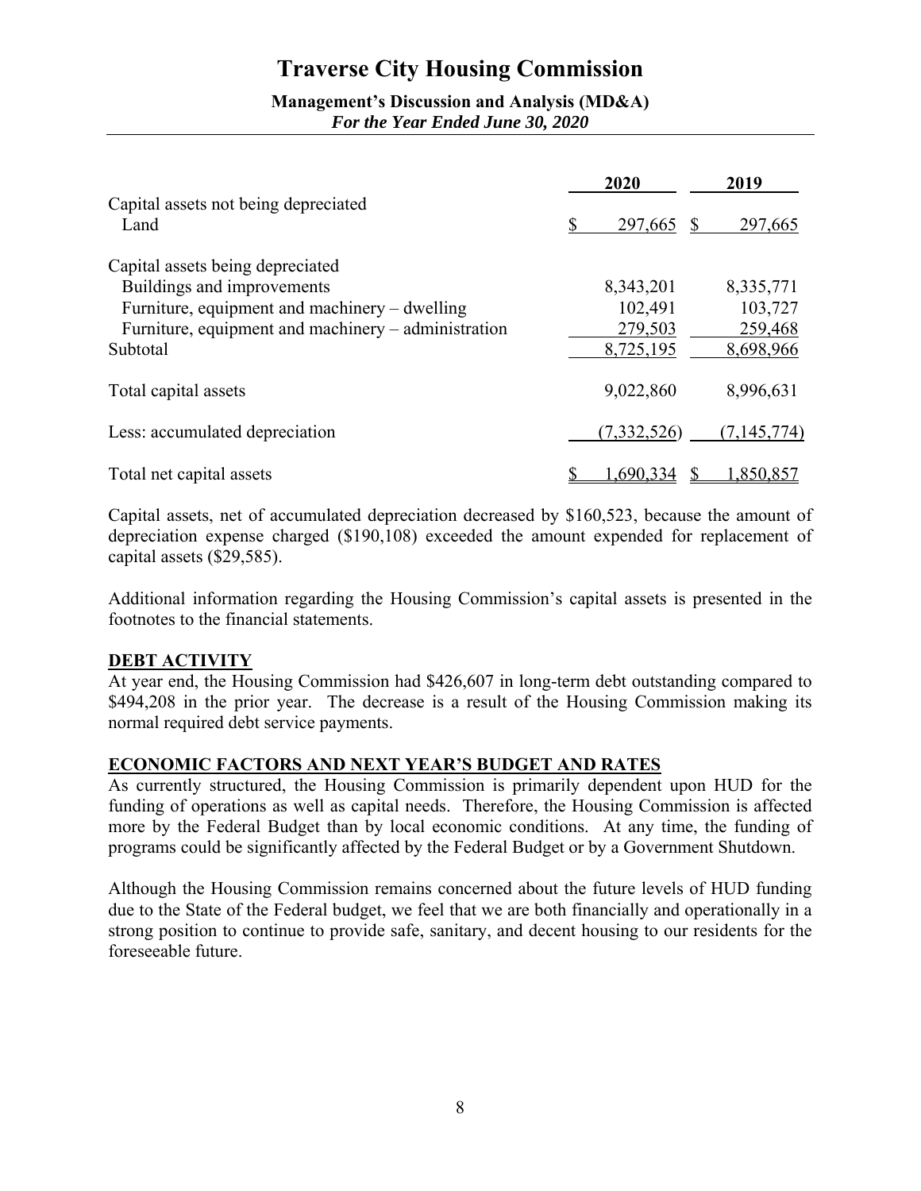| | 2020 | 2019 |
|---|---|---|
| Capital assets not being depreciated | | |
| Land | $ 297,665 | $ 297,665 |
| | | |
| Capital assets being depreciated | | |
| Buildings and improvements | 8,343,201 | 8,335,771 |
| Furniture, equipment and machinery – dwelling | 102,491 | 103,727 |
| Furniture, equipment and machinery – administration | 279,503 | 259,468 |
| Subtotal | 8,725,195 | 8,698,966 |
| | | |
| Total capital assets | 9,022,860 | 8,996,631 |
| | | |
| Less: accumulated depreciation | (7,332,526) | (7,145,774) |
| | | |
| Total net capital assets | $ 1,690,334 | $ 1,850,857 |

Capital assets, net of accumulated depreciation decreased by $160,523, because the amount of depreciation expense charged ($190,108) exceeded the amount expended for replacement of capital assets ($29,585).

Additional information regarding the Housing Commission's capital assets is presented in the footnotes to the financial statements.

## DEBT ACTIVITY

At year end, the Housing Commission had $426,607 in long-term debt outstanding compared to $494,208 in the prior year. The decrease is a result of the Housing Commission making its normal required debt service payments.

## ECONOMIC FACTORS AND NEXT YEAR'S BUDGET AND RATES

As currently structured, the Housing Commission is primarily dependent upon HUD for the funding of operations as well as capital needs. Therefore, the Housing Commission is affected more by the Federal Budget than by local economic conditions. At any time, the funding of programs could be significantly affected by the Federal Budget or by a Government Shutdown.

Although the Housing Commission remains concerned about the future levels of HUD funding due to the State of the Federal budget, we feel that we are both financially and operationally in a strong position to continue to provide safe, sanitary, and decent housing to our residents for the foreseeable future.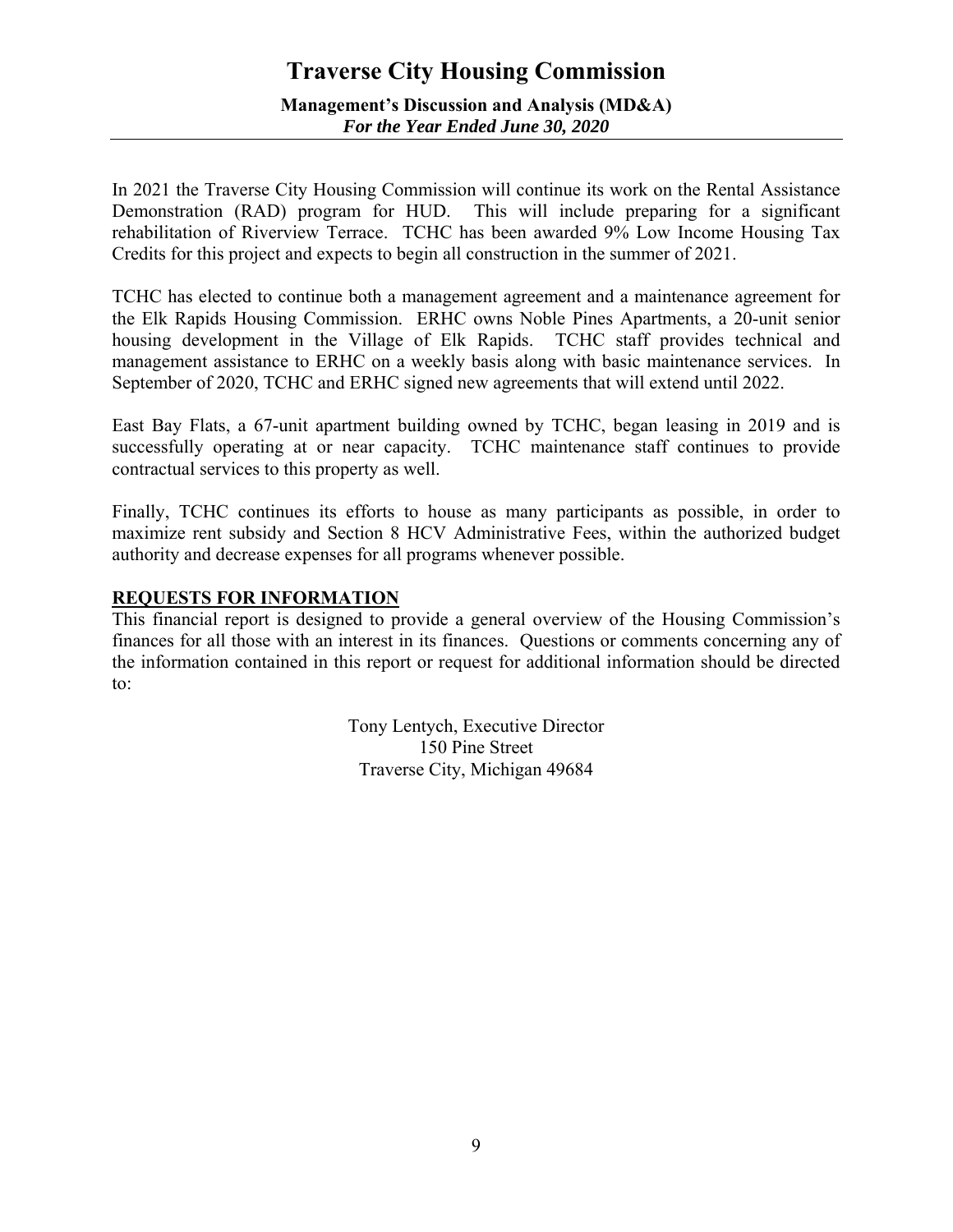In 2021 the Traverse City Housing Commission will continue its work on the Rental Assistance Demonstration (RAD) program for HUD. This will include preparing for a significant rehabilitation of Riverview Terrace. TCHC has been awarded 9% Low Income Housing Tax Credits for this project and expects to begin all construction in the summer of 2021.

TCHC has elected to continue both a management agreement and a maintenance agreement for the Elk Rapids Housing Commission. ERHC owns Noble Pines Apartments, a 20-unit senior housing development in the Village of Elk Rapids. TCHC staff provides technical and management assistance to ERHC on a weekly basis along with basic maintenance services. In September of 2020, TCHC and ERHC signed new agreements that will extend until 2022.

East Bay Flats, a 67-unit apartment building owned by TCHC, began leasing in 2019 and is successfully operating at or near capacity. TCHC maintenance staff continues to provide contractual services to this property as well.

Finally, TCHC continues its efforts to house as many participants as possible, in order to maximize rent subsidy and Section 8 HCV Administrative Fees, within the authorized budget authority and decrease expenses for all programs whenever possible.

## REQUESTS FOR INFORMATION

This financial report is designed to provide a general overview of the Housing Commission's finances for all those with an interest in its finances. Questions or comments concerning any of the information contained in this report or request for additional information should be directed to:

Tony Lentych, Executive Director
150 Pine Street
Traverse City, Michigan 49684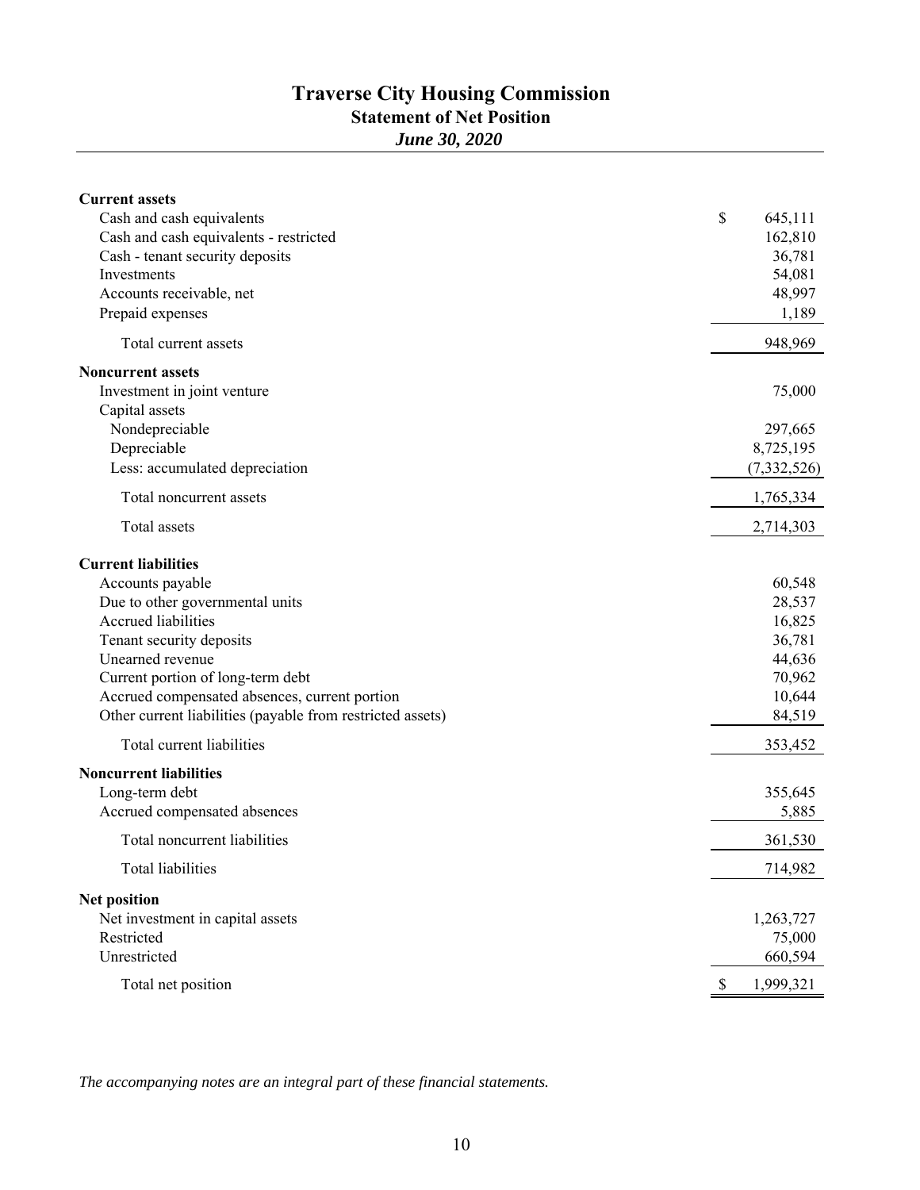# Traverse City Housing Commission

## Statement of Net Position

*June 30, 2020*

| | |
|---|---|
| **Current assets** | |
| Cash and cash equivalents | $ 645,111 |
| Cash and cash equivalents - restricted | 162,810 |
| Cash - tenant security deposits | 36,781 |
| Investments | 54,081 |
| Accounts receivable, net | 48,997 |
| Prepaid expenses | 1,189 |
| Total current assets | 948,969 |
| **Noncurrent assets** | |
| Investment in joint venture | 75,000 |
| Capital assets | |
| Nondepreciable | 297,665 |
| Depreciable | 8,725,195 |
| Less: accumulated depreciation | (7,332,526) |
| Total noncurrent assets | 1,765,334 |
| Total assets | 2,714,303 |
| **Current liabilities** | |
| Accounts payable | 60,548 |
| Due to other governmental units | 28,537 |
| Accrued liabilities | 16,825 |
| Tenant security deposits | 36,781 |
| Unearned revenue | 44,636 |
| Current portion of long-term debt | 70,962 |
| Accrued compensated absences, current portion | 10,644 |
| Other current liabilities (payable from restricted assets) | 84,519 |
| Total current liabilities | 353,452 |
| **Noncurrent liabilities** | |
| Long-term debt | 355,645 |
| Accrued compensated absences | 5,885 |
| Total noncurrent liabilities | 361,530 |
| Total liabilities | 714,982 |
| **Net position** | |
| Net investment in capital assets | 1,263,727 |
| Restricted | 75,000 |
| Unrestricted | 660,594 |
| Total net position | $ 1,999,321 |

*The accompanying notes are an integral part of these financial statements.*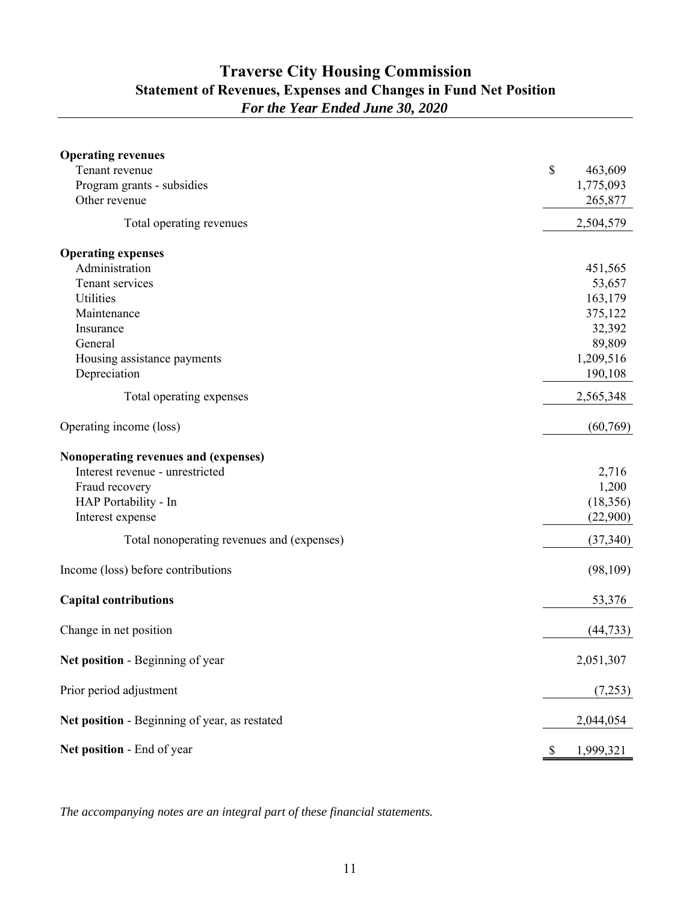# Traverse City Housing Commission

## Statement of Revenues, Expenses and Changes in Fund Net Position

### *For the Year Ended June 30, 2020*

| | |
|---|---|
| **Operating revenues** | |
| Tenant revenue | $ 463,609 |
| Program grants - subsidies | 1,775,093 |
| Other revenue | 265,877 |
| Total operating revenues | 2,504,579 |
| **Operating expenses** | |
| Administration | 451,565 |
| Tenant services | 53,657 |
| Utilities | 163,179 |
| Maintenance | 375,122 |
| Insurance | 32,392 |
| General | 89,809 |
| Housing assistance payments | 1,209,516 |
| Depreciation | 190,108 |
| Total operating expenses | 2,565,348 |
| Operating income (loss) | (60,769) |
| **Nonoperating revenues and (expenses)** | |
| Interest revenue - unrestricted | 2,716 |
| Fraud recovery | 1,200 |
| HAP Portability - In | (18,356) |
| Interest expense | (22,900) |
| Total nonoperating revenues and (expenses) | (37,340) |
| Income (loss) before contributions | (98,109) |
| **Capital contributions** | 53,376 |
| Change in net position | (44,733) |
| **Net position** - Beginning of year | 2,051,307 |
| Prior period adjustment | (7,253) |
| **Net position** - Beginning of year, as restated | 2,044,054 |
| **Net position** - End of year | $ 1,999,321 |

*The accompanying notes are an integral part of these financial statements.*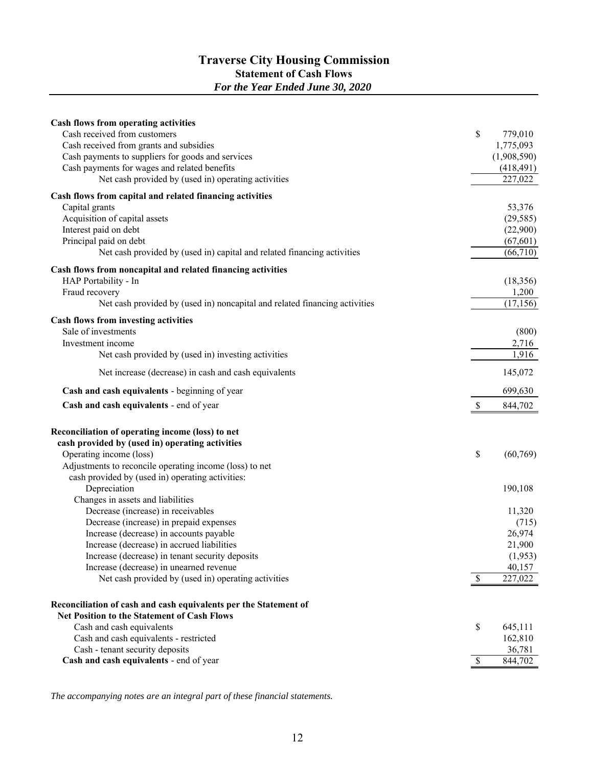# Traverse City Housing Commission

## Statement of Cash Flows

### *For the Year Ended June 30, 2020*

| | |
|---|---|
| **Cash flows from operating activities** | |
| Cash received from customers | $ 779,010 |
| Cash received from grants and subsidies | 1,775,093 |
| Cash payments to suppliers for goods and services | (1,908,590) |
| Cash payments for wages and related benefits | (418,491) |
| Net cash provided by (used in) operating activities | 227,022 |
| **Cash flows from capital and related financing activities** | |
| Capital grants | 53,376 |
| Acquisition of capital assets | (29,585) |
| Interest paid on debt | (22,900) |
| Principal paid on debt | (67,601) |
| Net cash provided by (used in) capital and related financing activities | (66,710) |
| **Cash flows from noncapital and related financing activities** | |
| HAP Portability - In | (18,356) |
| Fraud recovery | 1,200 |
| Net cash provided by (used in) noncapital and related financing activities | (17,156) |
| **Cash flows from investing activities** | |
| Sale of investments | (800) |
| Investment income | 2,716 |
| Net cash provided by (used in) investing activities | 1,916 |
| Net increase (decrease) in cash and cash equivalents | 145,072 |
| **Cash and cash equivalents** - beginning of year | 699,630 |
| **Cash and cash equivalents** - end of year | $ 844,702 |

| | |
|---|---|
| **Reconciliation of operating income (loss) to net cash provided by (used in) operating activities** | |
| Operating income (loss) | $ (60,769) |
| Adjustments to reconcile operating income (loss) to net cash provided by (used in) operating activities: | |
| Depreciation | 190,108 |
| Changes in assets and liabilities | |
| Decrease (increase) in receivables | 11,320 |
| Decrease (increase) in prepaid expenses | (715) |
| Increase (decrease) in accounts payable | 26,974 |
| Increase (decrease) in accrued liabilities | 21,900 |
| Increase (decrease) in tenant security deposits | (1,953) |
| Increase (decrease) in unearned revenue | 40,157 |
| Net cash provided by (used in) operating activities | $ 227,022 |

| | |
|---|---|
| **Reconciliation of cash and cash equivalents per the Statement of Net Position to the Statement of Cash Flows** | |
| Cash and cash equivalents | $ 645,111 |
| Cash and cash equivalents - restricted | 162,810 |
| Cash - tenant security deposits | 36,781 |
| **Cash and cash equivalents** - end of year | $ 844,702 |

*The accompanying notes are an integral part of these financial statements.*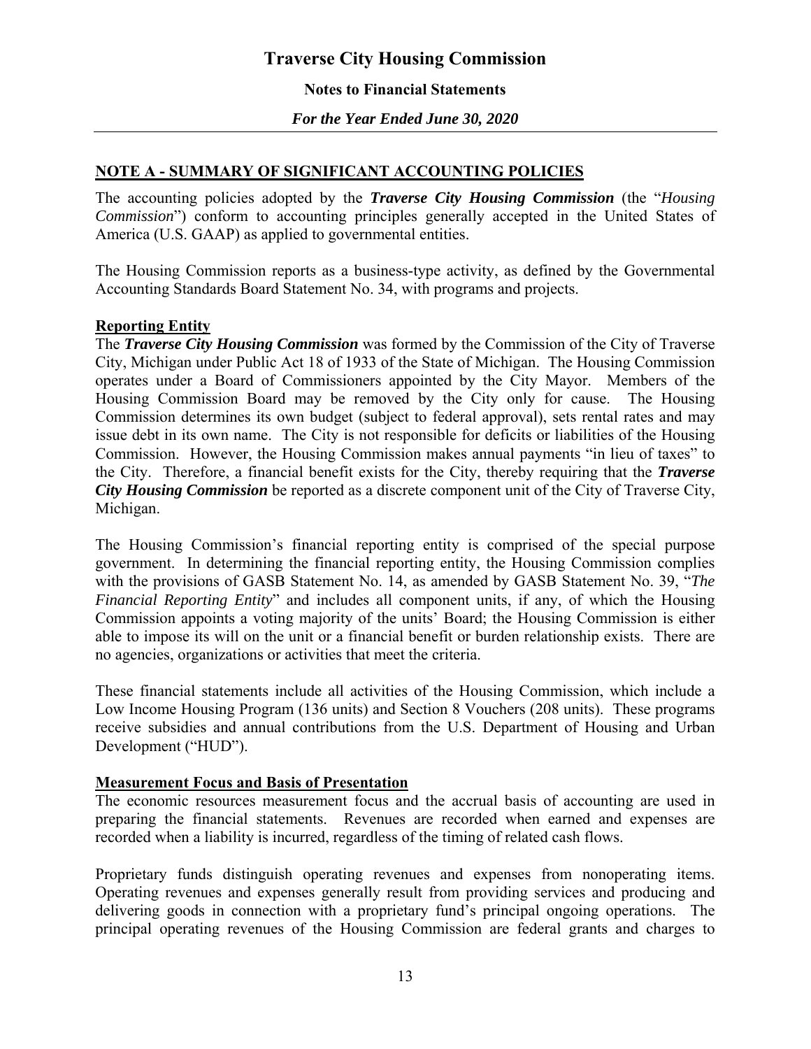## NOTE A - SUMMARY OF SIGNIFICANT ACCOUNTING POLICIES

The accounting policies adopted by the ***Traverse City Housing Commission*** (the "*Housing Commission*") conform to accounting principles generally accepted in the United States of America (U.S. GAAP) as applied to governmental entities.

The Housing Commission reports as a business-type activity, as defined by the Governmental Accounting Standards Board Statement No. 34, with programs and projects.

### Reporting Entity

The ***Traverse City Housing Commission*** was formed by the Commission of the City of Traverse City, Michigan under Public Act 18 of 1933 of the State of Michigan. The Housing Commission operates under a Board of Commissioners appointed by the City Mayor. Members of the Housing Commission Board may be removed by the City only for cause. The Housing Commission determines its own budget (subject to federal approval), sets rental rates and may issue debt in its own name. The City is not responsible for deficits or liabilities of the Housing Commission. However, the Housing Commission makes annual payments "in lieu of taxes" to the City. Therefore, a financial benefit exists for the City, thereby requiring that the ***Traverse City Housing Commission*** be reported as a discrete component unit of the City of Traverse City, Michigan.

The Housing Commission's financial reporting entity is comprised of the special purpose government. In determining the financial reporting entity, the Housing Commission complies with the provisions of GASB Statement No. 14, as amended by GASB Statement No. 39, "*The Financial Reporting Entity*" and includes all component units, if any, of which the Housing Commission appoints a voting majority of the units' Board; the Housing Commission is either able to impose its will on the unit or a financial benefit or burden relationship exists. There are no agencies, organizations or activities that meet the criteria.

These financial statements include all activities of the Housing Commission, which include a Low Income Housing Program (136 units) and Section 8 Vouchers (208 units). These programs receive subsidies and annual contributions from the U.S. Department of Housing and Urban Development ("HUD").

### Measurement Focus and Basis of Presentation

The economic resources measurement focus and the accrual basis of accounting are used in preparing the financial statements. Revenues are recorded when earned and expenses are recorded when a liability is incurred, regardless of the timing of related cash flows.

Proprietary funds distinguish operating revenues and expenses from nonoperating items. Operating revenues and expenses generally result from providing services and producing and delivering goods in connection with a proprietary fund's principal ongoing operations. The principal operating revenues of the Housing Commission are federal grants and charges to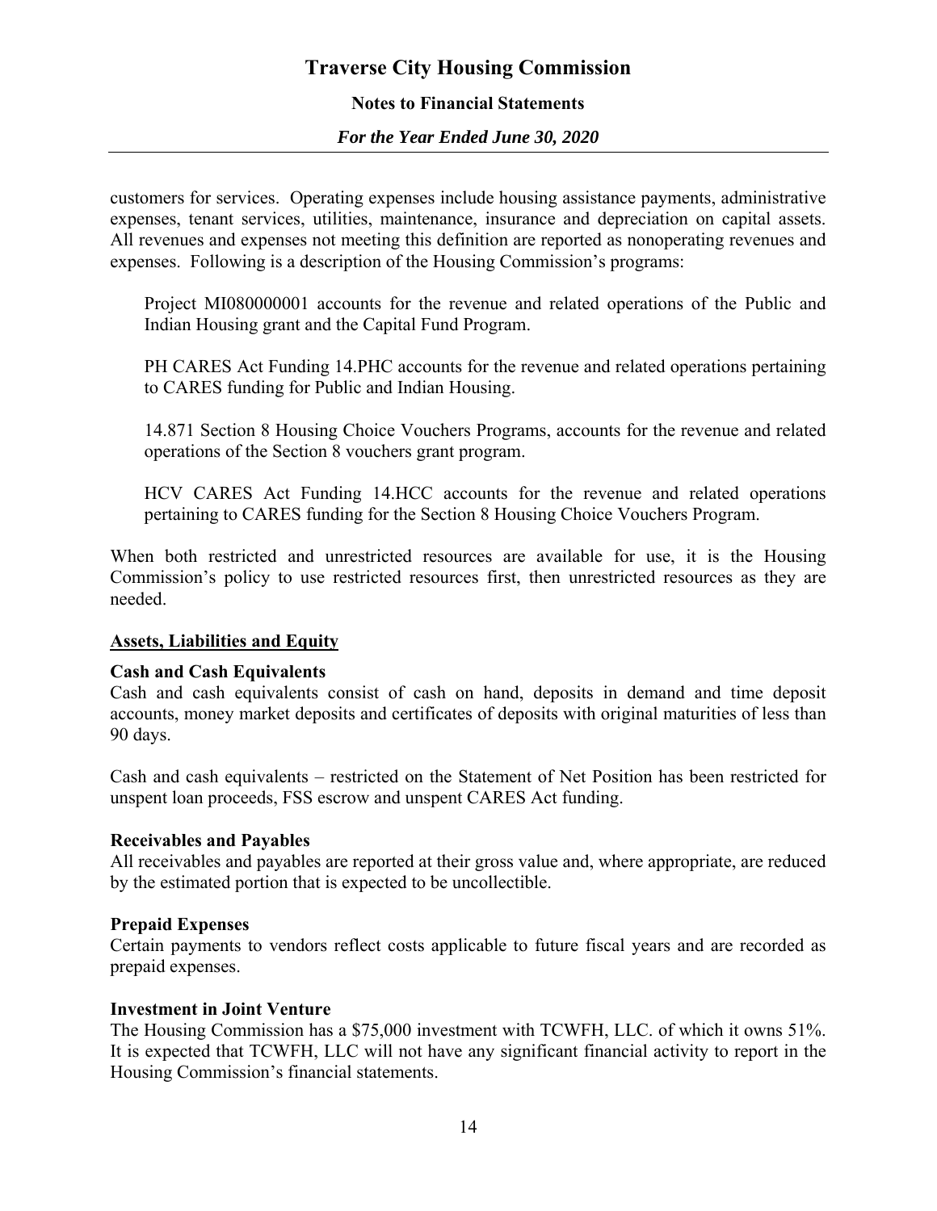customers for services. Operating expenses include housing assistance payments, administrative expenses, tenant services, utilities, maintenance, insurance and depreciation on capital assets. All revenues and expenses not meeting this definition are reported as nonoperating revenues and expenses. Following is a description of the Housing Commission's programs:

Project MI080000001 accounts for the revenue and related operations of the Public and Indian Housing grant and the Capital Fund Program.

PH CARES Act Funding 14.PHC accounts for the revenue and related operations pertaining to CARES funding for Public and Indian Housing.

14.871 Section 8 Housing Choice Vouchers Programs, accounts for the revenue and related operations of the Section 8 vouchers grant program.

HCV CARES Act Funding 14.HCC accounts for the revenue and related operations pertaining to CARES funding for the Section 8 Housing Choice Vouchers Program.

When both restricted and unrestricted resources are available for use, it is the Housing Commission's policy to use restricted resources first, then unrestricted resources as they are needed.

## Assets, Liabilities and Equity

**Cash and Cash Equivalents**

Cash and cash equivalents consist of cash on hand, deposits in demand and time deposit accounts, money market deposits and certificates of deposits with original maturities of less than 90 days.

Cash and cash equivalents – restricted on the Statement of Net Position has been restricted for unspent loan proceeds, FSS escrow and unspent CARES Act funding.

**Receivables and Payables**

All receivables and payables are reported at their gross value and, where appropriate, are reduced by the estimated portion that is expected to be uncollectible.

**Prepaid Expenses**

Certain payments to vendors reflect costs applicable to future fiscal years and are recorded as prepaid expenses.

**Investment in Joint Venture**

The Housing Commission has a $75,000 investment with TCWFH, LLC. of which it owns 51%. It is expected that TCWFH, LLC will not have any significant financial activity to report in the Housing Commission's financial statements.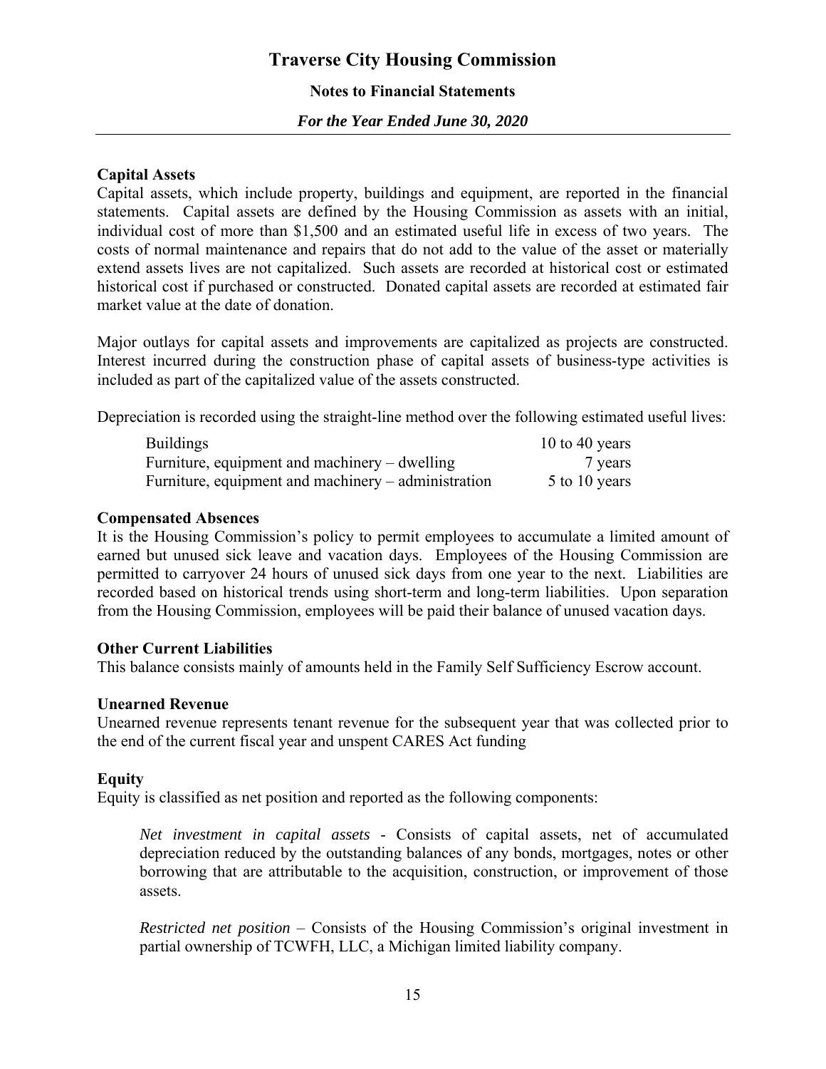**Capital Assets**

Capital assets, which include property, buildings and equipment, are reported in the financial statements. Capital assets are defined by the Housing Commission as assets with an initial, individual cost of more than $1,500 and an estimated useful life in excess of two years. The costs of normal maintenance and repairs that do not add to the value of the asset or materially extend assets lives are not capitalized. Such assets are recorded at historical cost or estimated historical cost if purchased or constructed. Donated capital assets are recorded at estimated fair market value at the date of donation.

Major outlays for capital assets and improvements are capitalized as projects are constructed. Interest incurred during the construction phase of capital assets of business-type activities is included as part of the capitalized value of the assets constructed.

Depreciation is recorded using the straight-line method over the following estimated useful lives:

| | |
|---|---|
| Buildings | 10 to 40 years |
| Furniture, equipment and machinery – dwelling | 7 years |
| Furniture, equipment and machinery – administration | 5 to 10 years |

**Compensated Absences**

It is the Housing Commission's policy to permit employees to accumulate a limited amount of earned but unused sick leave and vacation days. Employees of the Housing Commission are permitted to carryover 24 hours of unused sick days from one year to the next. Liabilities are recorded based on historical trends using short-term and long-term liabilities. Upon separation from the Housing Commission, employees will be paid their balance of unused vacation days.

**Other Current Liabilities**

This balance consists mainly of amounts held in the Family Self Sufficiency Escrow account.

**Unearned Revenue**

Unearned revenue represents tenant revenue for the subsequent year that was collected prior to the end of the current fiscal year and unspent CARES Act funding

**Equity**

Equity is classified as net position and reported as the following components:

*Net investment in capital assets* - Consists of capital assets, net of accumulated depreciation reduced by the outstanding balances of any bonds, mortgages, notes or other borrowing that are attributable to the acquisition, construction, or improvement of those assets.

*Restricted net position* – Consists of the Housing Commission's original investment in partial ownership of TCWFH, LLC, a Michigan limited liability company.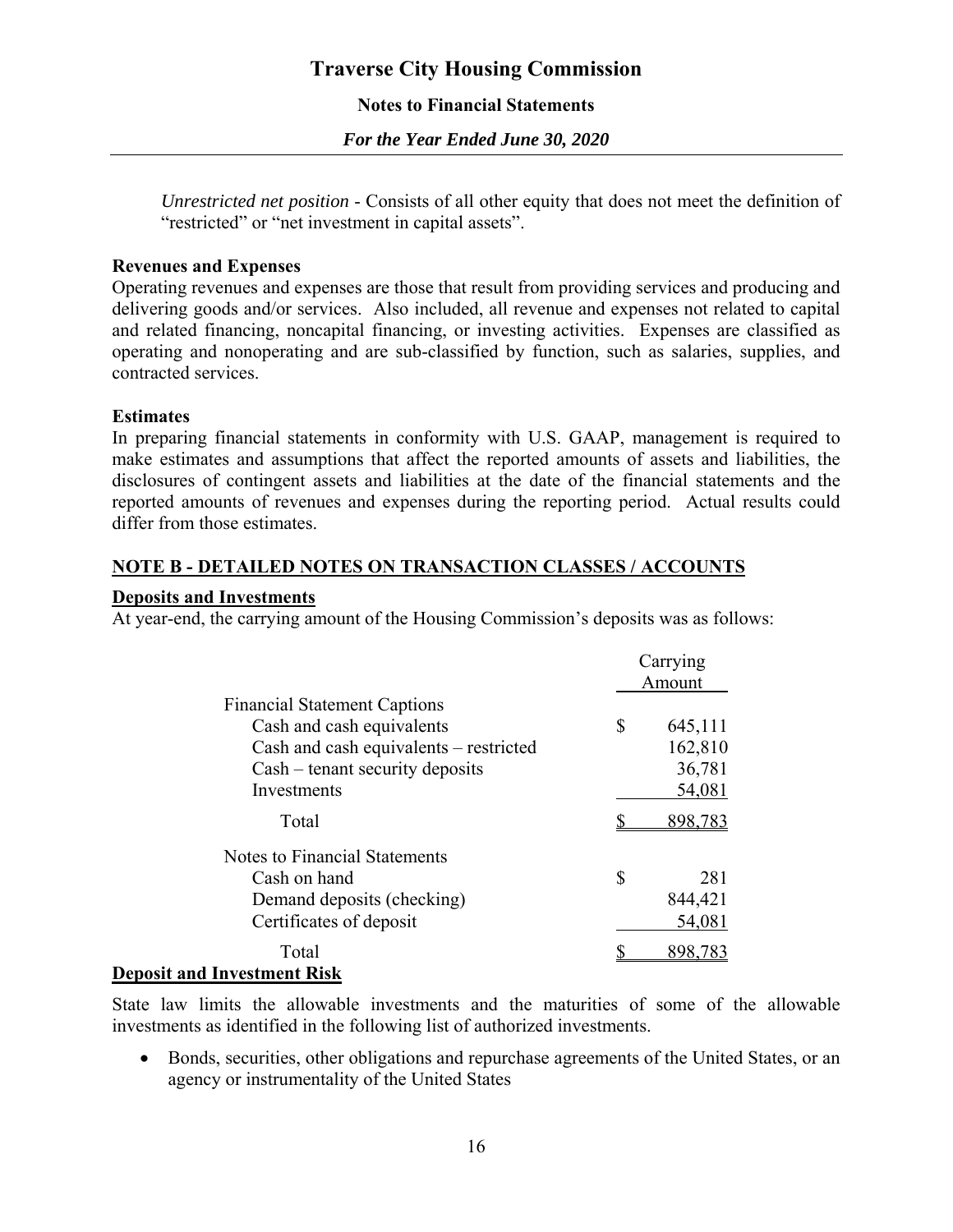*Unrestricted net position* - Consists of all other equity that does not meet the definition of "restricted" or "net investment in capital assets".

**Revenues and Expenses**

Operating revenues and expenses are those that result from providing services and producing and delivering goods and/or services. Also included, all revenue and expenses not related to capital and related financing, noncapital financing, or investing activities. Expenses are classified as operating and nonoperating and are sub-classified by function, such as salaries, supplies, and contracted services.

**Estimates**

In preparing financial statements in conformity with U.S. GAAP, management is required to make estimates and assumptions that affect the reported amounts of assets and liabilities, the disclosures of contingent assets and liabilities at the date of the financial statements and the reported amounts of revenues and expenses during the reporting period. Actual results could differ from those estimates.

## NOTE B - DETAILED NOTES ON TRANSACTION CLASSES / ACCOUNTS

### Deposits and Investments

At year-end, the carrying amount of the Housing Commission's deposits was as follows:

| | Carrying Amount |
|---|---|
| Financial Statement Captions | |
| Cash and cash equivalents | $ 645,111 |
| Cash and cash equivalents – restricted | 162,810 |
| Cash – tenant security deposits | 36,781 |
| Investments | 54,081 |
| Total | $ 898,783 |
| Notes to Financial Statements | |
| Cash on hand | $ 281 |
| Demand deposits (checking) | 844,421 |
| Certificates of deposit | 54,081 |
| Total | $ 898,783 |

### Deposit and Investment Risk

State law limits the allowable investments and the maturities of some of the allowable investments as identified in the following list of authorized investments.

- Bonds, securities, other obligations and repurchase agreements of the United States, or an agency or instrumentality of the United States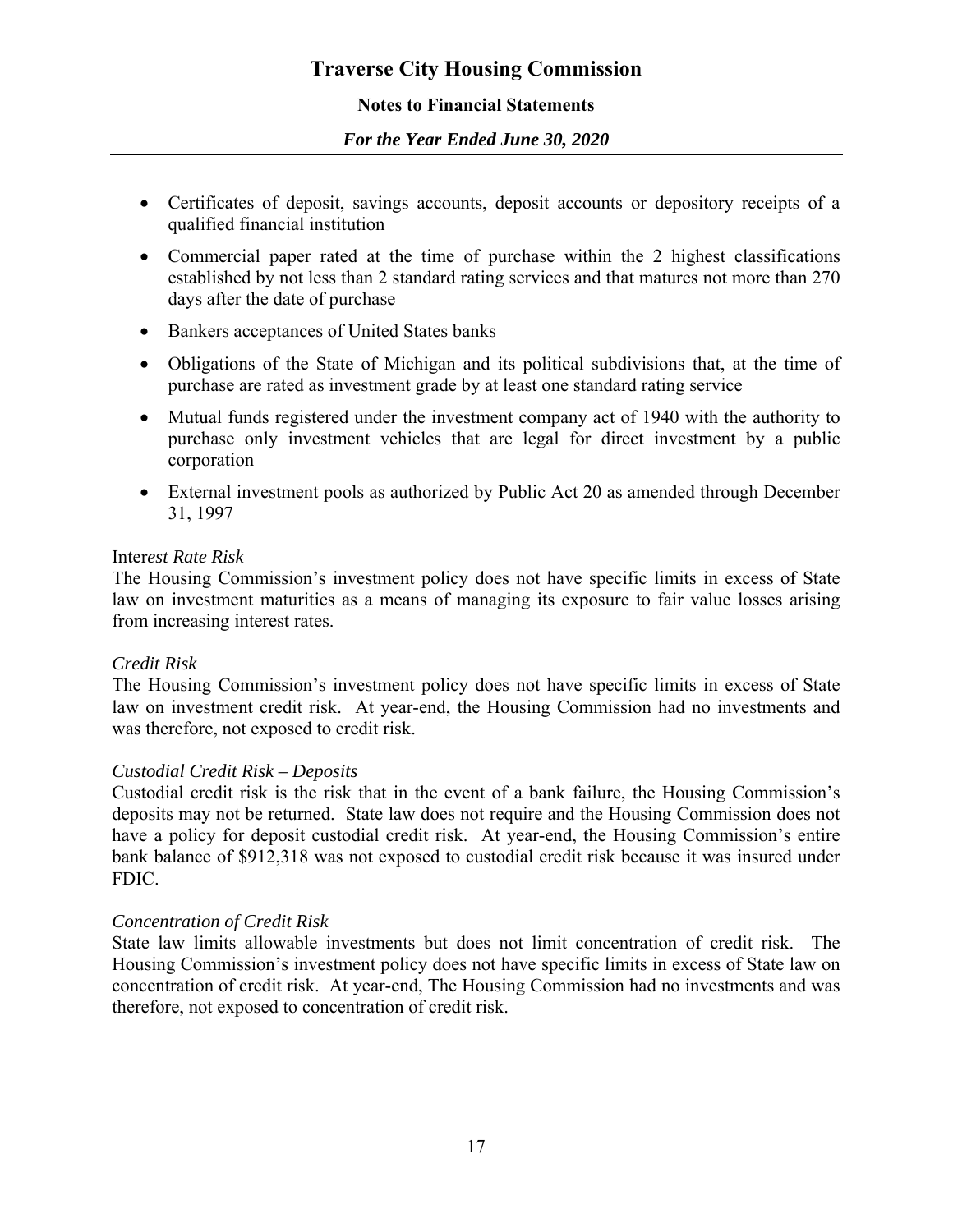- Certificates of deposit, savings accounts, deposit accounts or depository receipts of a qualified financial institution
- Commercial paper rated at the time of purchase within the 2 highest classifications established by not less than 2 standard rating services and that matures not more than 270 days after the date of purchase
- Bankers acceptances of United States banks
- Obligations of the State of Michigan and its political subdivisions that, at the time of purchase are rated as investment grade by at least one standard rating service
- Mutual funds registered under the investment company act of 1940 with the authority to purchase only investment vehicles that are legal for direct investment by a public corporation
- External investment pools as authorized by Public Act 20 as amended through December 31, 1997

Inter*est Rate Risk*
The Housing Commission's investment policy does not have specific limits in excess of State law on investment maturities as a means of managing its exposure to fair value losses arising from increasing interest rates.

*Credit Risk*
The Housing Commission's investment policy does not have specific limits in excess of State law on investment credit risk. At year-end, the Housing Commission had no investments and was therefore, not exposed to credit risk.

*Custodial Credit Risk – Deposits*
Custodial credit risk is the risk that in the event of a bank failure, the Housing Commission's deposits may not be returned. State law does not require and the Housing Commission does not have a policy for deposit custodial credit risk. At year-end, the Housing Commission's entire bank balance of $912,318 was not exposed to custodial credit risk because it was insured under FDIC.

*Concentration of Credit Risk*
State law limits allowable investments but does not limit concentration of credit risk. The Housing Commission's investment policy does not have specific limits in excess of State law on concentration of credit risk. At year-end, The Housing Commission had no investments and was therefore, not exposed to concentration of credit risk.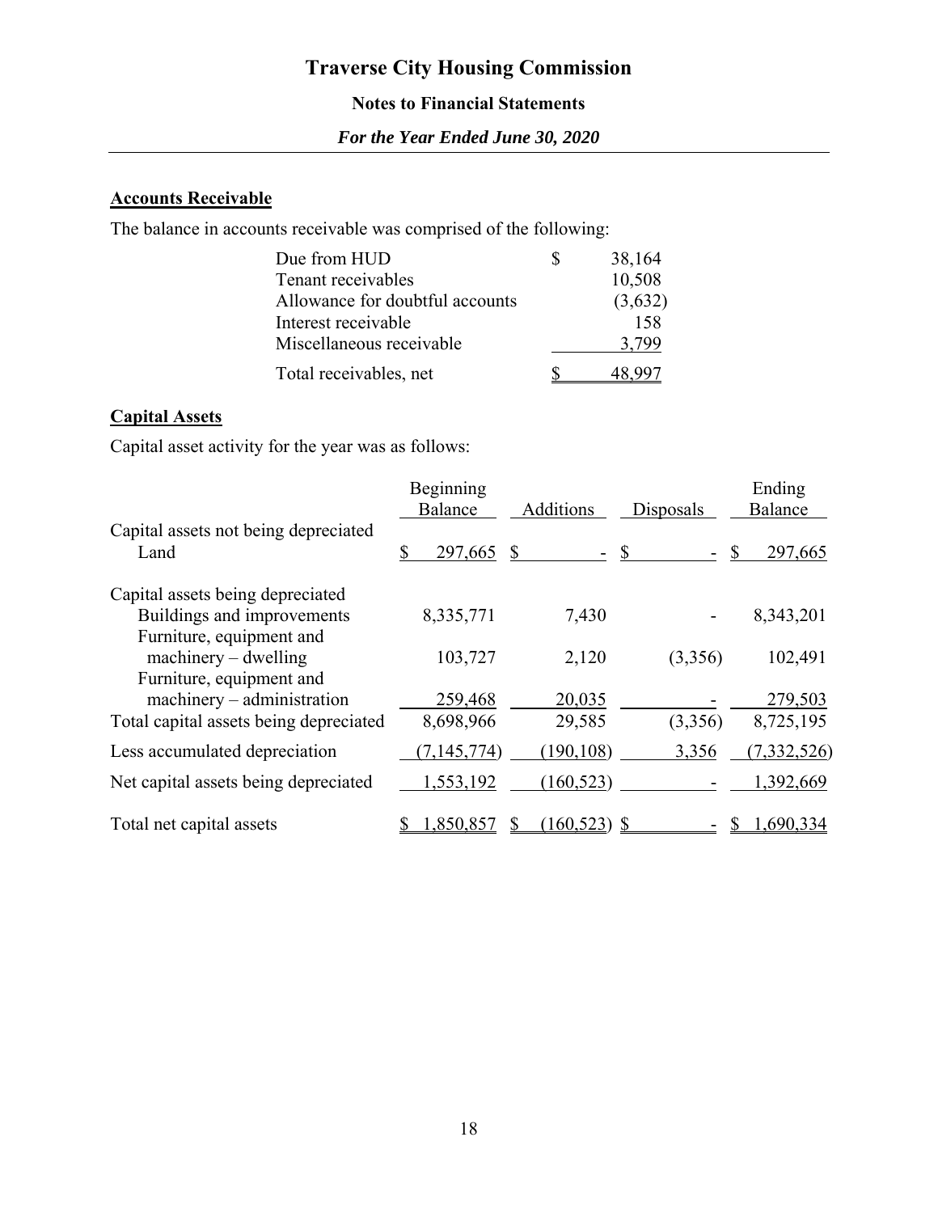## Accounts Receivable

The balance in accounts receivable was comprised of the following:

| | |
|---|---|
| Due from HUD | $ 38,164 |
| Tenant receivables | 10,508 |
| Allowance for doubtful accounts | (3,632) |
| Interest receivable | 158 |
| Miscellaneous receivable | 3,799 |
| Total receivables, net | $ 48,997 |

## Capital Assets

Capital asset activity for the year was as follows:

| | Beginning Balance | Additions | Disposals | Ending Balance |
|---|---|---|---|---|
| Capital assets not being depreciated | | | | |
| Land | $ 297,665 | $ - | $ - | $ 297,665 |
| Capital assets being depreciated | | | | |
| Buildings and improvements | 8,335,771 | 7,430 | - | 8,343,201 |
| Furniture, equipment and machinery – dwelling | 103,727 | 2,120 | (3,356) | 102,491 |
| Furniture, equipment and machinery – administration | 259,468 | 20,035 | - | 279,503 |
| Total capital assets being depreciated | 8,698,966 | 29,585 | (3,356) | 8,725,195 |
| Less accumulated depreciation | (7,145,774) | (190,108) | 3,356 | (7,332,526) |
| Net capital assets being depreciated | 1,553,192 | (160,523) | - | 1,392,669 |
| Total net capital assets | $ 1,850,857 | $ (160,523) | $ - | $ 1,690,334 |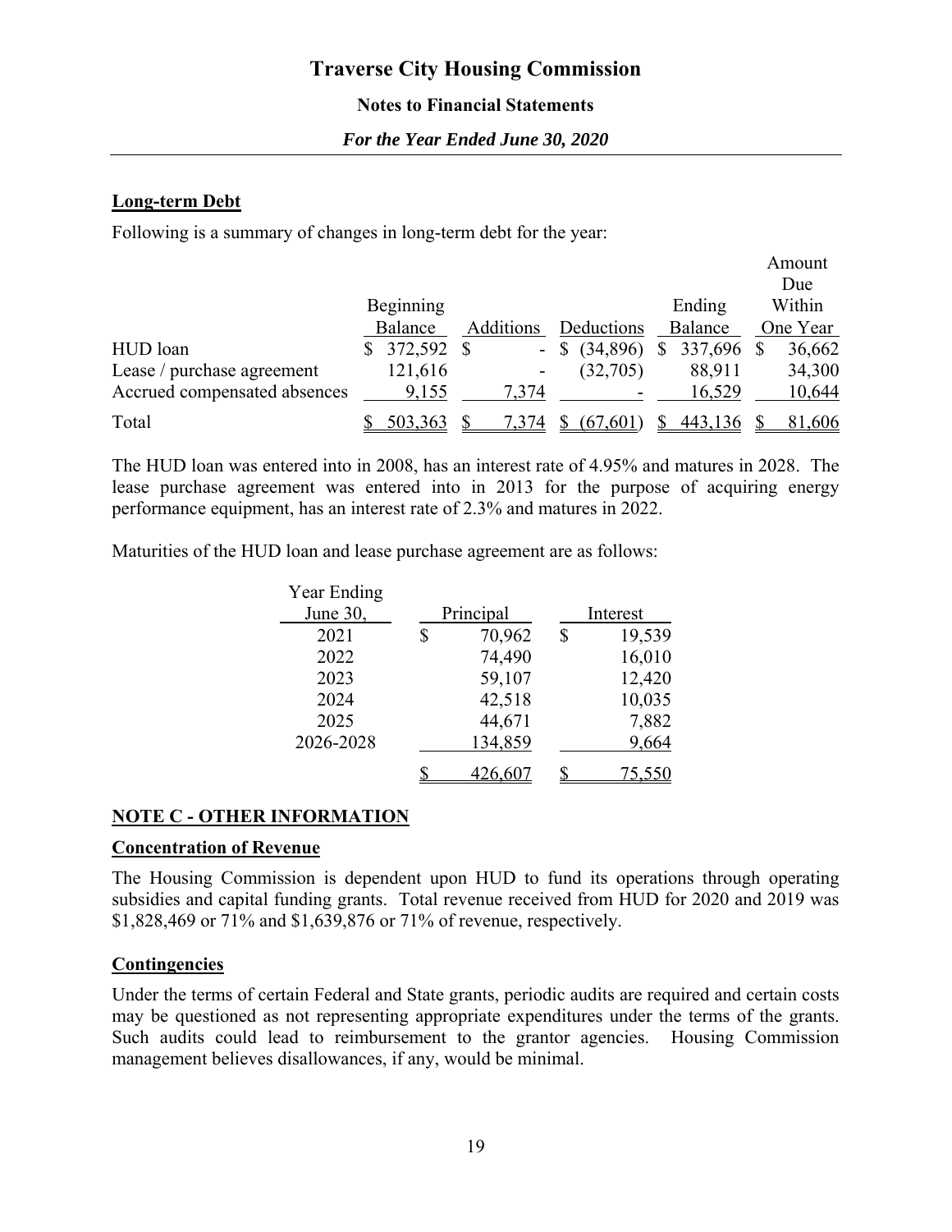### Long-term Debt

Following is a summary of changes in long-term debt for the year:

| | Beginning Balance | Additions | Deductions | Ending Balance | Amount Due Within One Year |
|---|---|---|---|---|---|
| HUD loan | $ 372,592 | $ - | $ (34,896) | $ 337,696 | $ 36,662 |
| Lease / purchase agreement | 121,616 | - | (32,705) | 88,911 | 34,300 |
| Accrued compensated absences | 9,155 | 7,374 | - | 16,529 | 10,644 |
| Total | $ 503,363 | $ 7,374 | $ (67,601) | $ 443,136 | $ 81,606 |

The HUD loan was entered into in 2008, has an interest rate of 4.95% and matures in 2028. The lease purchase agreement was entered into in 2013 for the purpose of acquiring energy performance equipment, has an interest rate of 2.3% and matures in 2022.

Maturities of the HUD loan and lease purchase agreement are as follows:

| Year Ending June 30, | Principal | Interest |
|---|---|---|
| 2021 | $ 70,962 | $ 19,539 |
| 2022 | 74,490 | 16,010 |
| 2023 | 59,107 | 12,420 |
| 2024 | 42,518 | 10,035 |
| 2025 | 44,671 | 7,882 |
| 2026-2028 | 134,859 | 9,664 |
| | $ 426,607 | $ 75,550 |

## NOTE C - OTHER INFORMATION

### Concentration of Revenue

The Housing Commission is dependent upon HUD to fund its operations through operating subsidies and capital funding grants. Total revenue received from HUD for 2020 and 2019 was $1,828,469 or 71% and $1,639,876 or 71% of revenue, respectively.

### Contingencies

Under the terms of certain Federal and State grants, periodic audits are required and certain costs may be questioned as not representing appropriate expenditures under the terms of the grants. Such audits could lead to reimbursement to the grantor agencies. Housing Commission management believes disallowances, if any, would be minimal.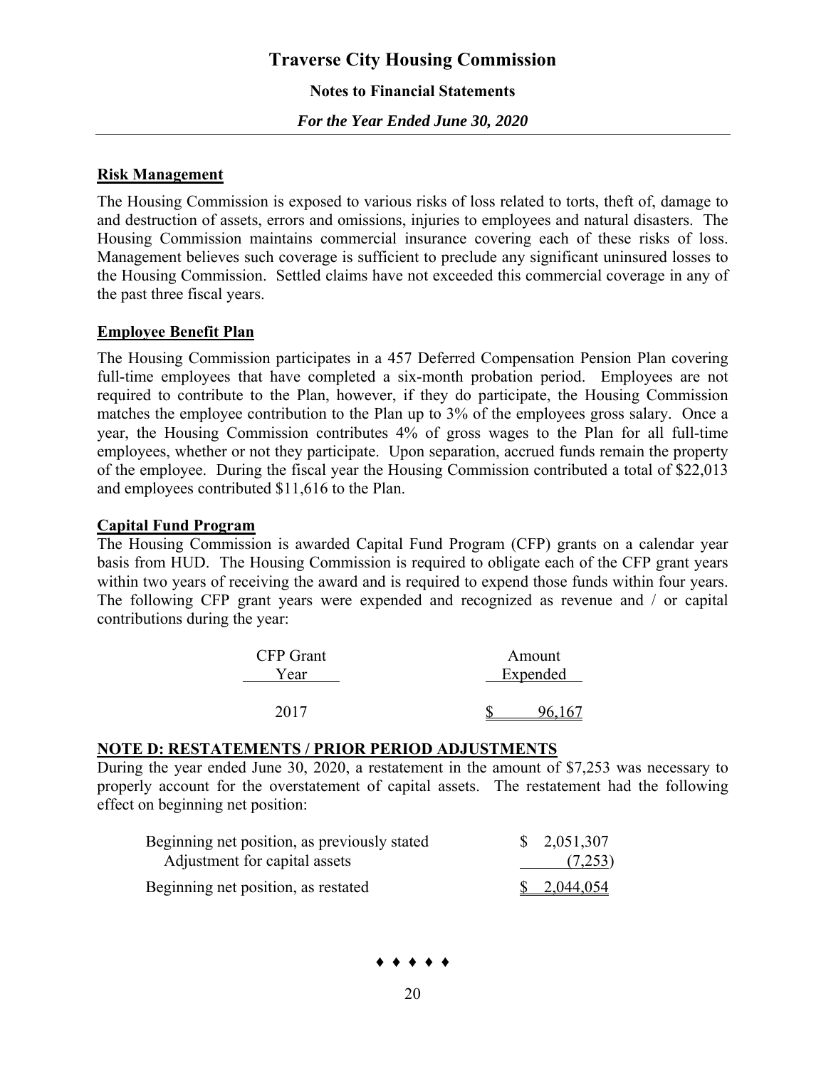## Risk Management

The Housing Commission is exposed to various risks of loss related to torts, theft of, damage to and destruction of assets, errors and omissions, injuries to employees and natural disasters. The Housing Commission maintains commercial insurance covering each of these risks of loss. Management believes such coverage is sufficient to preclude any significant uninsured losses to the Housing Commission. Settled claims have not exceeded this commercial coverage in any of the past three fiscal years.

## Employee Benefit Plan

The Housing Commission participates in a 457 Deferred Compensation Pension Plan covering full-time employees that have completed a six-month probation period. Employees are not required to contribute to the Plan, however, if they do participate, the Housing Commission matches the employee contribution to the Plan up to 3% of the employees gross salary. Once a year, the Housing Commission contributes 4% of gross wages to the Plan for all full-time employees, whether or not they participate. Upon separation, accrued funds remain the property of the employee. During the fiscal year the Housing Commission contributed a total of $22,013 and employees contributed $11,616 to the Plan.

## Capital Fund Program

The Housing Commission is awarded Capital Fund Program (CFP) grants on a calendar year basis from HUD. The Housing Commission is required to obligate each of the CFP grant years within two years of receiving the award and is required to expend those funds within four years. The following CFP grant years were expended and recognized as revenue and / or capital contributions during the year:

| CFP Grant Year | Amount Expended |
|---|---|
| 2017 | $ 96,167 |

## NOTE D: RESTATEMENTS / PRIOR PERIOD ADJUSTMENTS

During the year ended June 30, 2020, a restatement in the amount of $7,253 was necessary to properly account for the overstatement of capital assets. The restatement had the following effect on beginning net position:

| | |
|---|---|
| Beginning net position, as previously stated | $ 2,051,307 |
| Adjustment for capital assets | (7,253) |
| Beginning net position, as restated | $ 2,044,054 |

♦ ♦ ♦ ♦ ♦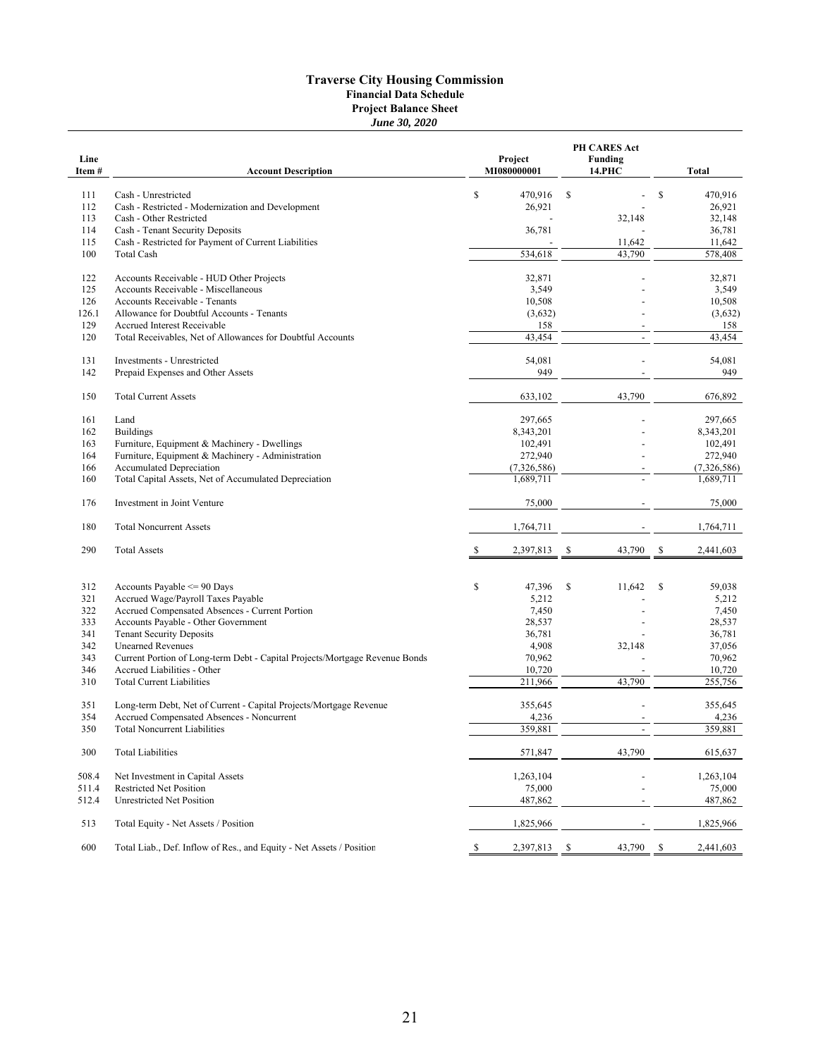# Traverse City Housing Commission

## Financial Data Schedule

### Project Balance Sheet

*June 30, 2020*

| Line Item # | Account Description | Project MI080000001 | PH CARES Act Funding 14.PHC | Total |
|---|---|---|---|---|
| 111 | Cash - Unrestricted | $ 470,916 | $ - | $ 470,916 |
| 112 | Cash - Restricted - Modernization and Development | 26,921 | - | 26,921 |
| 113 | Cash - Other Restricted | - | 32,148 | 32,148 |
| 114 | Cash - Tenant Security Deposits | 36,781 | - | 36,781 |
| 115 | Cash - Restricted for Payment of Current Liabilities | - | 11,642 | 11,642 |
| 100 | Total Cash | 534,618 | 43,790 | 578,408 |
| | | | | |
| 122 | Accounts Receivable - HUD Other Projects | 32,871 | - | 32,871 |
| 125 | Accounts Receivable - Miscellaneous | 3,549 | - | 3,549 |
| 126 | Accounts Receivable - Tenants | 10,508 | - | 10,508 |
| 126.1 | Allowance for Doubtful Accounts - Tenants | (3,632) | - | (3,632) |
| 129 | Accrued Interest Receivable | 158 | - | 158 |
| 120 | Total Receivables, Net of Allowances for Doubtful Accounts | 43,454 | - | 43,454 |
| | | | | |
| 131 | Investments - Unrestricted | 54,081 | - | 54,081 |
| 142 | Prepaid Expenses and Other Assets | 949 | - | 949 |
| | | | | |
| 150 | Total Current Assets | 633,102 | 43,790 | 676,892 |
| | | | | |
| 161 | Land | 297,665 | - | 297,665 |
| 162 | Buildings | 8,343,201 | - | 8,343,201 |
| 163 | Furniture, Equipment & Machinery - Dwellings | 102,491 | - | 102,491 |
| 164 | Furniture, Equipment & Machinery - Administration | 272,940 | - | 272,940 |
| 166 | Accumulated Depreciation | (7,326,586) | - | (7,326,586) |
| 160 | Total Capital Assets, Net of Accumulated Depreciation | 1,689,711 | - | 1,689,711 |
| | | | | |
| 176 | Investment in Joint Venture | 75,000 | - | 75,000 |
| | | | | |
| 180 | Total Noncurrent Assets | 1,764,711 | - | 1,764,711 |
| | | | | |
| 290 | Total Assets | $ 2,397,813 | $ 43,790 | $ 2,441,603 |
| | | | | |
| 312 | Accounts Payable <= 90 Days | $ 47,396 | $ 11,642 | $ 59,038 |
| 321 | Accrued Wage/Payroll Taxes Payable | 5,212 | - | 5,212 |
| 322 | Accrued Compensated Absences - Current Portion | 7,450 | - | 7,450 |
| 333 | Accounts Payable - Other Government | 28,537 | - | 28,537 |
| 341 | Tenant Security Deposits | 36,781 | - | 36,781 |
| 342 | Unearned Revenues | 4,908 | 32,148 | 37,056 |
| 343 | Current Portion of Long-term Debt - Capital Projects/Mortgage Revenue Bonds | 70,962 | - | 70,962 |
| 346 | Accrued Liabilities - Other | 10,720 | - | 10,720 |
| 310 | Total Current Liabilities | 211,966 | 43,790 | 255,756 |
| | | | | |
| 351 | Long-term Debt, Net of Current - Capital Projects/Mortgage Revenue | 355,645 | - | 355,645 |
| 354 | Accrued Compensated Absences - Noncurrent | 4,236 | - | 4,236 |
| 350 | Total Noncurrent Liabilities | 359,881 | - | 359,881 |
| | | | | |
| 300 | Total Liabilities | 571,847 | 43,790 | 615,637 |
| | | | | |
| 508.4 | Net Investment in Capital Assets | 1,263,104 | - | 1,263,104 |
| 511.4 | Restricted Net Position | 75,000 | - | 75,000 |
| 512.4 | Unrestricted Net Position | 487,862 | - | 487,862 |
| | | | | |
| 513 | Total Equity - Net Assets / Position | 1,825,966 | - | 1,825,966 |
| | | | | |
| 600 | Total Liab., Def. Inflow of Res., and Equity - Net Assets / Position | $ 2,397,813 | $ 43,790 | $ 2,441,603 |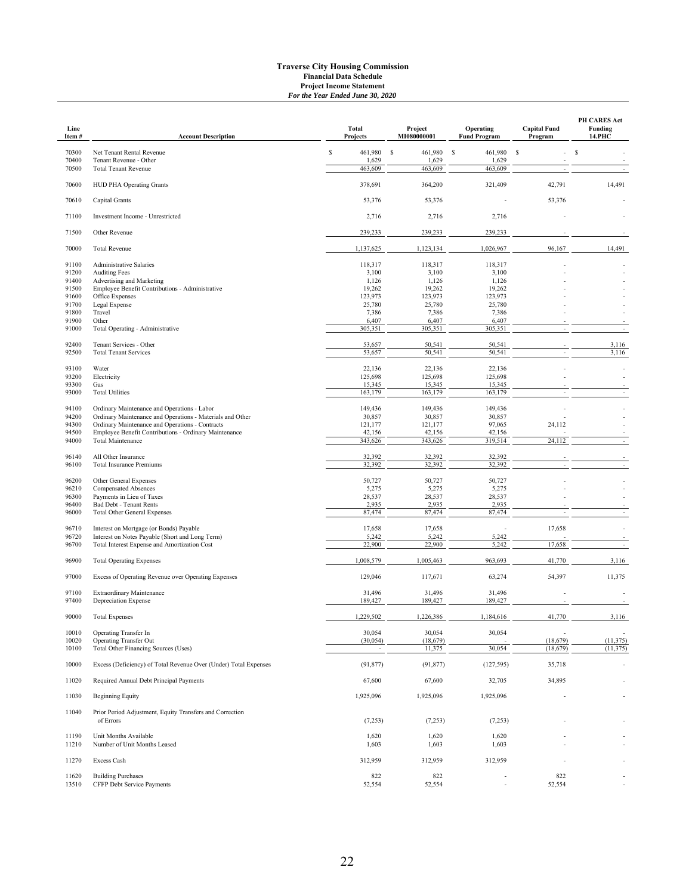# Traverse City Housing Commission

## Financial Data Schedule

### Project Income Statement

*For the Year Ended June 30, 2020*

| Line Item # | Account Description | Total Projects | Project MI080000001 | Operating Fund Program | Capital Fund Program | PH CARES Act Funding 14.PHC |
|---|---|---|---|---|---|---|
| 70300 | Net Tenant Rental Revenue | $ 461,980 | $ 461,980 | $ 461,980 | $ - | $ - |
| 70400 | Tenant Revenue - Other | 1,629 | 1,629 | 1,629 | - | - |
| 70500 | Total Tenant Revenue | 463,609 | 463,609 | 463,609 | - | - |
| 70600 | HUD PHA Operating Grants | 378,691 | 364,200 | 321,409 | 42,791 | 14,491 |
| 70610 | Capital Grants | 53,376 | 53,376 | - | 53,376 | - |
| 71100 | Investment Income - Unrestricted | 2,716 | 2,716 | 2,716 | - | - |
| 71500 | Other Revenue | 239,233 | 239,233 | 239,233 | - | - |
| 70000 | Total Revenue | 1,137,625 | 1,123,134 | 1,026,967 | 96,167 | 14,491 |
| 91100 | Administrative Salaries | 118,317 | 118,317 | 118,317 | - | - |
| 91200 | Auditing Fees | 3,100 | 3,100 | 3,100 | - | - |
| 91400 | Advertising and Marketing | 1,126 | 1,126 | 1,126 | - | - |
| 91500 | Employee Benefit Contributions - Administrative | 19,262 | 19,262 | 19,262 | - | - |
| 91600 | Office Expenses | 123,973 | 123,973 | 123,973 | - | - |
| 91700 | Legal Expense | 25,780 | 25,780 | 25,780 | - | - |
| 91800 | Travel | 7,386 | 7,386 | 7,386 | - | - |
| 91900 | Other | 6,407 | 6,407 | 6,407 | - | - |
| 91000 | Total Operating - Administrative | 305,351 | 305,351 | 305,351 | - | - |
| 92400 | Tenant Services - Other | 53,657 | 50,541 | 50,541 | - | 3,116 |
| 92500 | Total Tenant Services | 53,657 | 50,541 | 50,541 | - | 3,116 |
| 93100 | Water | 22,136 | 22,136 | 22,136 | - | - |
| 93200 | Electricity | 125,698 | 125,698 | 125,698 | - | - |
| 93300 | Gas | 15,345 | 15,345 | 15,345 | - | - |
| 93000 | Total Utilities | 163,179 | 163,179 | 163,179 | - | - |
| 94100 | Ordinary Maintenance and Operations - Labor | 149,436 | 149,436 | 149,436 | - | - |
| 94200 | Ordinary Maintenance and Operations - Materials and Other | 30,857 | 30,857 | 30,857 | - | - |
| 94300 | Ordinary Maintenance and Operations - Contracts | 121,177 | 121,177 | 97,065 | 24,112 | - |
| 94500 | Employee Benefit Contributions - Ordinary Maintenance | 42,156 | 42,156 | 42,156 | - | - |
| 94000 | Total Maintenance | 343,626 | 343,626 | 319,514 | 24,112 | - |
| 96140 | All Other Insurance | 32,392 | 32,392 | 32,392 | - | - |
| 96100 | Total Insurance Premiums | 32,392 | 32,392 | 32,392 | - | - |
| 96200 | Other General Expenses | 50,727 | 50,727 | 50,727 | - | - |
| 96210 | Compensated Absences | 5,275 | 5,275 | 5,275 | - | - |
| 96300 | Payments in Lieu of Taxes | 28,537 | 28,537 | 28,537 | - | - |
| 96400 | Bad Debt - Tenant Rents | 2,935 | 2,935 | 2,935 | - | - |
| 96000 | Total Other General Expenses | 87,474 | 87,474 | 87,474 | - | - |
| 96710 | Interest on Mortgage (or Bonds) Payable | 17,658 | 17,658 | - | 17,658 | - |
| 96720 | Interest on Notes Payable (Short and Long Term) | 5,242 | 5,242 | 5,242 | - | - |
| 96700 | Total Interest Expense and Amortization Cost | 22,900 | 22,900 | 5,242 | 17,658 | - |
| 96900 | Total Operating Expenses | 1,008,579 | 1,005,463 | 963,693 | 41,770 | 3,116 |
| 97000 | Excess of Operating Revenue over Operating Expenses | 129,046 | 117,671 | 63,274 | 54,397 | 11,375 |
| 97100 | Extraordinary Maintenance | 31,496 | 31,496 | 31,496 | - | - |
| 97400 | Depreciation Expense | 189,427 | 189,427 | 189,427 | - | - |
| 90000 | Total Expenses | 1,229,502 | 1,226,386 | 1,184,616 | 41,770 | 3,116 |
| 10010 | Operating Transfer In | 30,054 | 30,054 | 30,054 | - | - |
| 10020 | Operating Transfer Out | (30,054) | (18,679) | - | (18,679) | (11,375) |
| 10100 | Total Other Financing Sources (Uses) | - | 11,375 | 30,054 | (18,679) | (11,375) |
| 10000 | Excess (Deficiency) of Total Revenue Over (Under) Total Expenses | (91,877) | (91,877) | (127,595) | 35,718 | - |
| 11020 | Required Annual Debt Principal Payments | 67,600 | 67,600 | 32,705 | 34,895 | - |
| 11030 | Beginning Equity | 1,925,096 | 1,925,096 | 1,925,096 | - | - |
| 11040 | Prior Period Adjustment, Equity Transfers and Correction of Errors | (7,253) | (7,253) | (7,253) | - | - |
| 11190 | Unit Months Available | 1,620 | 1,620 | 1,620 | - | - |
| 11210 | Number of Unit Months Leased | 1,603 | 1,603 | 1,603 | - | - |
| 11270 | Excess Cash | 312,959 | 312,959 | 312,959 | - | - |
| 11620 | Building Purchases | 822 | 822 | - | 822 | - |
| 13510 | CFFP Debt Service Payments | 52,554 | 52,554 | - | 52,554 | - |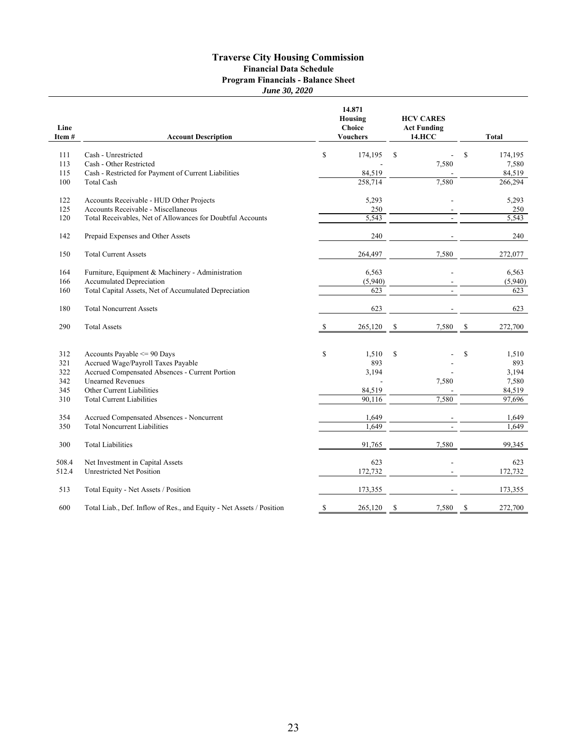# Traverse City Housing Commission

## Financial Data Schedule

### Program Financials - Balance Sheet

*June 30, 2020*

| Line Item # | Account Description | 14.871 Housing Choice Vouchers | HCV CARES Act Funding 14.HCC | Total |
|---|---|---|---|---|
| 111 | Cash - Unrestricted | $ 174,195 | $ - | $ 174,195 |
| 113 | Cash - Other Restricted | - | 7,580 | 7,580 |
| 115 | Cash - Restricted for Payment of Current Liabilities | 84,519 | - | 84,519 |
| 100 | Total Cash | 258,714 | 7,580 | 266,294 |
| 122 | Accounts Receivable - HUD Other Projects | 5,293 | - | 5,293 |
| 125 | Accounts Receivable - Miscellaneous | 250 | - | 250 |
| 120 | Total Receivables, Net of Allowances for Doubtful Accounts | 5,543 | - | 5,543 |
| 142 | Prepaid Expenses and Other Assets | 240 | - | 240 |
| 150 | Total Current Assets | 264,497 | 7,580 | 272,077 |
| 164 | Furniture, Equipment & Machinery - Administration | 6,563 | - | 6,563 |
| 166 | Accumulated Depreciation | (5,940) | - | (5,940) |
| 160 | Total Capital Assets, Net of Accumulated Depreciation | 623 | - | 623 |
| 180 | Total Noncurrent Assets | 623 | - | 623 |
| 290 | Total Assets | $ 265,120 | $ 7,580 | $ 272,700 |
| 312 | Accounts Payable <= 90 Days | $ 1,510 | $ - | $ 1,510 |
| 321 | Accrued Wage/Payroll Taxes Payable | 893 | - | 893 |
| 322 | Accrued Compensated Absences - Current Portion | 3,194 | - | 3,194 |
| 342 | Unearned Revenues | - | 7,580 | 7,580 |
| 345 | Other Current Liabilities | 84,519 | - | 84,519 |
| 310 | Total Current Liabilities | 90,116 | 7,580 | 97,696 |
| 354 | Accrued Compensated Absences - Noncurrent | 1,649 | - | 1,649 |
| 350 | Total Noncurrent Liabilities | 1,649 | - | 1,649 |
| 300 | Total Liabilities | 91,765 | 7,580 | 99,345 |
| 508.4 | Net Investment in Capital Assets | 623 | - | 623 |
| 512.4 | Unrestricted Net Position | 172,732 | - | 172,732 |
| 513 | Total Equity - Net Assets / Position | 173,355 | - | 173,355 |
| 600 | Total Liab., Def. Inflow of Res., and Equity - Net Assets / Position | $ 265,120 | $ 7,580 | $ 272,700 |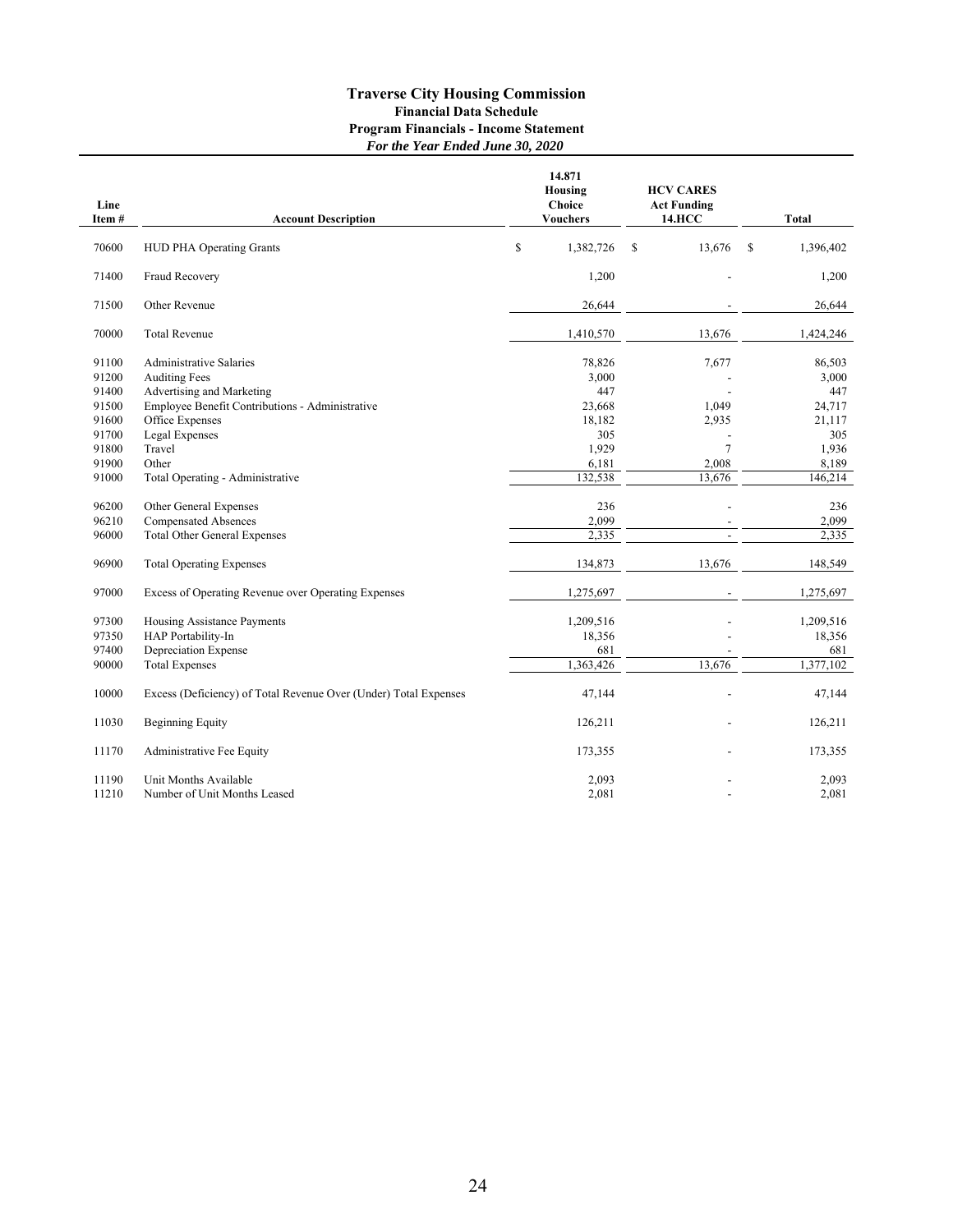# Traverse City Housing Commission

## Financial Data Schedule

### Program Financials - Income Statement

*For the Year Ended June 30, 2020*

| Line Item # | Account Description | 14.871 Housing Choice Vouchers | HCV CARES Act Funding 14.HCC | Total |
|---|---|---|---|---|
| 70600 | HUD PHA Operating Grants | $ 1,382,726 | $ 13,676 | $ 1,396,402 |
| 71400 | Fraud Recovery | 1,200 | - | 1,200 |
| 71500 | Other Revenue | 26,644 | - | 26,644 |
| 70000 | Total Revenue | 1,410,570 | 13,676 | 1,424,246 |
| 91100 | Administrative Salaries | 78,826 | 7,677 | 86,503 |
| 91200 | Auditing Fees | 3,000 | - | 3,000 |
| 91400 | Advertising and Marketing | 447 | - | 447 |
| 91500 | Employee Benefit Contributions - Administrative | 23,668 | 1,049 | 24,717 |
| 91600 | Office Expenses | 18,182 | 2,935 | 21,117 |
| 91700 | Legal Expenses | 305 | - | 305 |
| 91800 | Travel | 1,929 | 7 | 1,936 |
| 91900 | Other | 6,181 | 2,008 | 8,189 |
| 91000 | Total Operating - Administrative | 132,538 | 13,676 | 146,214 |
| 96200 | Other General Expenses | 236 | - | 236 |
| 96210 | Compensated Absences | 2,099 | - | 2,099 |
| 96000 | Total Other General Expenses | 2,335 | - | 2,335 |
| 96900 | Total Operating Expenses | 134,873 | 13,676 | 148,549 |
| 97000 | Excess of Operating Revenue over Operating Expenses | 1,275,697 | - | 1,275,697 |
| 97300 | Housing Assistance Payments | 1,209,516 | - | 1,209,516 |
| 97350 | HAP Portability-In | 18,356 | - | 18,356 |
| 97400 | Depreciation Expense | 681 | - | 681 |
| 90000 | Total Expenses | 1,363,426 | 13,676 | 1,377,102 |
| 10000 | Excess (Deficiency) of Total Revenue Over (Under) Total Expenses | 47,144 | - | 47,144 |
| 11030 | Beginning Equity | 126,211 | - | 126,211 |
| 11170 | Administrative Fee Equity | 173,355 | - | 173,355 |
| 11190 | Unit Months Available | 2,093 | - | 2,093 |
| 11210 | Number of Unit Months Leased | 2,081 | - | 2,081 |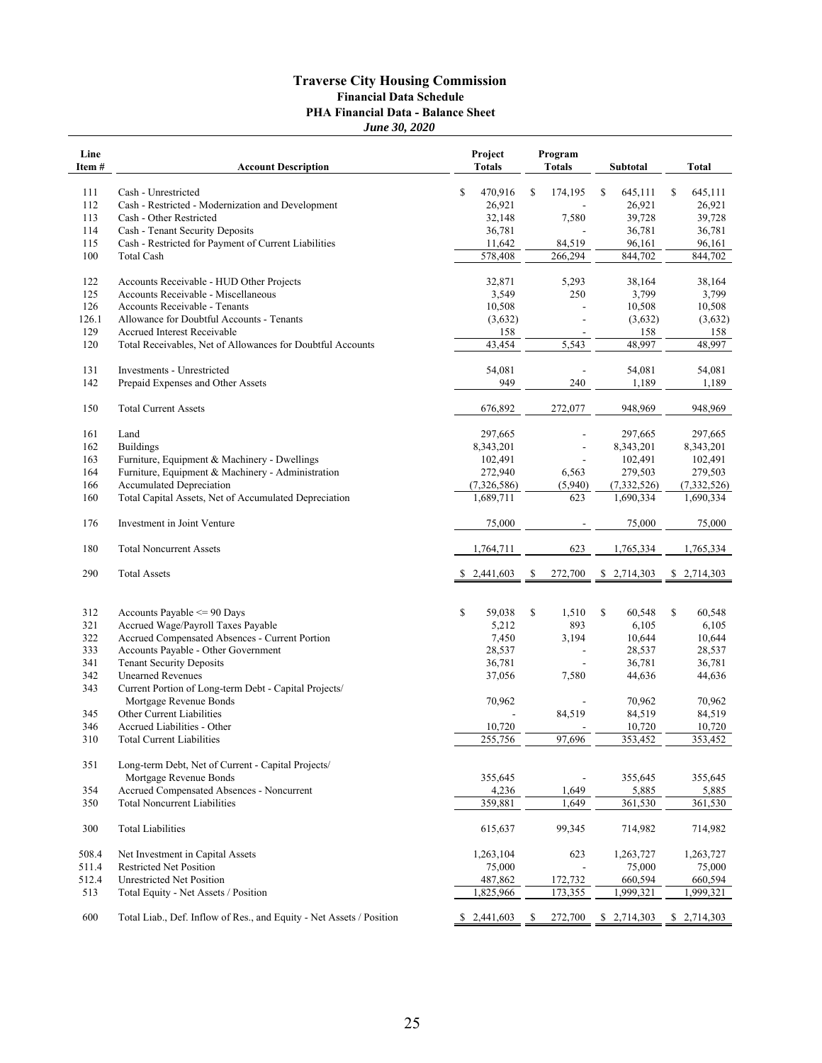# Traverse City Housing Commission

## Financial Data Schedule

### PHA Financial Data - Balance Sheet

*June 30, 2020*

| Line Item # | Account Description | Project Totals | Program Totals | Subtotal | Total |
|---|---|---|---|---|---|
| 111 | Cash - Unrestricted | $ 470,916 | $ 174,195 | $ 645,111 | $ 645,111 |
| 112 | Cash - Restricted - Modernization and Development | 26,921 | - | 26,921 | 26,921 |
| 113 | Cash - Other Restricted | 32,148 | 7,580 | 39,728 | 39,728 |
| 114 | Cash - Tenant Security Deposits | 36,781 | - | 36,781 | 36,781 |
| 115 | Cash - Restricted for Payment of Current Liabilities | 11,642 | 84,519 | 96,161 | 96,161 |
| 100 | Total Cash | 578,408 | 266,294 | 844,702 | 844,702 |
| | | | | | |
| 122 | Accounts Receivable - HUD Other Projects | 32,871 | 5,293 | 38,164 | 38,164 |
| 125 | Accounts Receivable - Miscellaneous | 3,549 | 250 | 3,799 | 3,799 |
| 126 | Accounts Receivable - Tenants | 10,508 | - | 10,508 | 10,508 |
| 126.1 | Allowance for Doubtful Accounts - Tenants | (3,632) | - | (3,632) | (3,632) |
| 129 | Accrued Interest Receivable | 158 | - | 158 | 158 |
| 120 | Total Receivables, Net of Allowances for Doubtful Accounts | 43,454 | 5,543 | 48,997 | 48,997 |
| | | | | | |
| 131 | Investments - Unrestricted | 54,081 | - | 54,081 | 54,081 |
| 142 | Prepaid Expenses and Other Assets | 949 | 240 | 1,189 | 1,189 |
| | | | | | |
| 150 | Total Current Assets | 676,892 | 272,077 | 948,969 | 948,969 |
| | | | | | |
| 161 | Land | 297,665 | - | 297,665 | 297,665 |
| 162 | Buildings | 8,343,201 | - | 8,343,201 | 8,343,201 |
| 163 | Furniture, Equipment & Machinery - Dwellings | 102,491 | - | 102,491 | 102,491 |
| 164 | Furniture, Equipment & Machinery - Administration | 272,940 | 6,563 | 279,503 | 279,503 |
| 166 | Accumulated Depreciation | (7,326,586) | (5,940) | (7,332,526) | (7,332,526) |
| 160 | Total Capital Assets, Net of Accumulated Depreciation | 1,689,711 | 623 | 1,690,334 | 1,690,334 |
| | | | | | |
| 176 | Investment in Joint Venture | 75,000 | - | 75,000 | 75,000 |
| | | | | | |
| 180 | Total Noncurrent Assets | 1,764,711 | 623 | 1,765,334 | 1,765,334 |
| | | | | | |
| 290 | Total Assets | $ 2,441,603 | $ 272,700 | $ 2,714,303 | $ 2,714,303 |
| | | | | | |
| 312 | Accounts Payable <= 90 Days | $ 59,038 | $ 1,510 | $ 60,548 | $ 60,548 |
| 321 | Accrued Wage/Payroll Taxes Payable | 5,212 | 893 | 6,105 | 6,105 |
| 322 | Accrued Compensated Absences - Current Portion | 7,450 | 3,194 | 10,644 | 10,644 |
| 333 | Accounts Payable - Other Government | 28,537 | - | 28,537 | 28,537 |
| 341 | Tenant Security Deposits | 36,781 | - | 36,781 | 36,781 |
| 342 | Unearned Revenues | 37,056 | 7,580 | 44,636 | 44,636 |
| 343 | Current Portion of Long-term Debt - Capital Projects/ Mortgage Revenue Bonds | 70,962 | - | 70,962 | 70,962 |
| 345 | Other Current Liabilities | - | 84,519 | 84,519 | 84,519 |
| 346 | Accrued Liabilities - Other | 10,720 | - | 10,720 | 10,720 |
| 310 | Total Current Liabilities | 255,756 | 97,696 | 353,452 | 353,452 |
| | | | | | |
| 351 | Long-term Debt, Net of Current - Capital Projects/ Mortgage Revenue Bonds | 355,645 | - | 355,645 | 355,645 |
| 354 | Accrued Compensated Absences - Noncurrent | 4,236 | 1,649 | 5,885 | 5,885 |
| 350 | Total Noncurrent Liabilities | 359,881 | 1,649 | 361,530 | 361,530 |
| | | | | | |
| 300 | Total Liabilities | 615,637 | 99,345 | 714,982 | 714,982 |
| | | | | | |
| 508.4 | Net Investment in Capital Assets | 1,263,104 | 623 | 1,263,727 | 1,263,727 |
| 511.4 | Restricted Net Position | 75,000 | - | 75,000 | 75,000 |
| 512.4 | Unrestricted Net Position | 487,862 | 172,732 | 660,594 | 660,594 |
| 513 | Total Equity - Net Assets / Position | 1,825,966 | 173,355 | 1,999,321 | 1,999,321 |
| | | | | | |
| 600 | Total Liab., Def. Inflow of Res., and Equity - Net Assets / Position | $ 2,441,603 | $ 272,700 | $ 2,714,303 | $ 2,714,303 |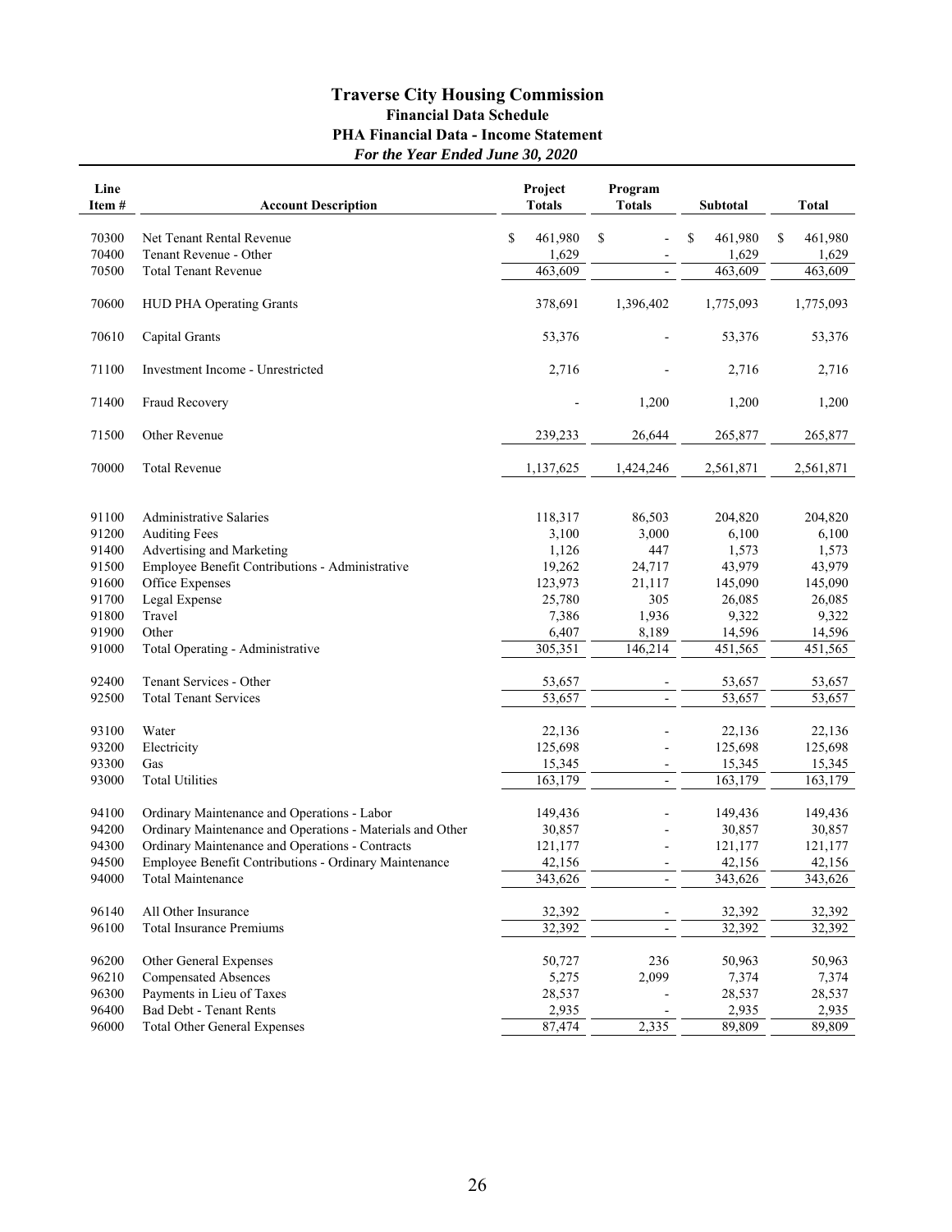# Traverse City Housing Commission

### Financial Data Schedule

### PHA Financial Data - Income Statement

***For the Year Ended June 30, 2020***

| Line Item # | Account Description | Project Totals | Program Totals | Subtotal | Total |
|---|---|---|---|---|---|
| 70300 | Net Tenant Rental Revenue | $ 461,980 | $ - | $ 461,980 | $ 461,980 |
| 70400 | Tenant Revenue - Other | 1,629 | - | 1,629 | 1,629 |
| 70500 | Total Tenant Revenue | 463,609 | - | 463,609 | 463,609 |
| 70600 | HUD PHA Operating Grants | 378,691 | 1,396,402 | 1,775,093 | 1,775,093 |
| 70610 | Capital Grants | 53,376 | - | 53,376 | 53,376 |
| 71100 | Investment Income - Unrestricted | 2,716 | - | 2,716 | 2,716 |
| 71400 | Fraud Recovery | - | 1,200 | 1,200 | 1,200 |
| 71500 | Other Revenue | 239,233 | 26,644 | 265,877 | 265,877 |
| 70000 | Total Revenue | 1,137,625 | 1,424,246 | 2,561,871 | 2,561,871 |
| 91100 | Administrative Salaries | 118,317 | 86,503 | 204,820 | 204,820 |
| 91200 | Auditing Fees | 3,100 | 3,000 | 6,100 | 6,100 |
| 91400 | Advertising and Marketing | 1,126 | 447 | 1,573 | 1,573 |
| 91500 | Employee Benefit Contributions - Administrative | 19,262 | 24,717 | 43,979 | 43,979 |
| 91600 | Office Expenses | 123,973 | 21,117 | 145,090 | 145,090 |
| 91700 | Legal Expense | 25,780 | 305 | 26,085 | 26,085 |
| 91800 | Travel | 7,386 | 1,936 | 9,322 | 9,322 |
| 91900 | Other | 6,407 | 8,189 | 14,596 | 14,596 |
| 91000 | Total Operating - Administrative | 305,351 | 146,214 | 451,565 | 451,565 |
| 92400 | Tenant Services - Other | 53,657 | - | 53,657 | 53,657 |
| 92500 | Total Tenant Services | 53,657 | - | 53,657 | 53,657 |
| 93100 | Water | 22,136 | - | 22,136 | 22,136 |
| 93200 | Electricity | 125,698 | - | 125,698 | 125,698 |
| 93300 | Gas | 15,345 | - | 15,345 | 15,345 |
| 93000 | Total Utilities | 163,179 | - | 163,179 | 163,179 |
| 94100 | Ordinary Maintenance and Operations - Labor | 149,436 | - | 149,436 | 149,436 |
| 94200 | Ordinary Maintenance and Operations - Materials and Other | 30,857 | - | 30,857 | 30,857 |
| 94300 | Ordinary Maintenance and Operations - Contracts | 121,177 | - | 121,177 | 121,177 |
| 94500 | Employee Benefit Contributions - Ordinary Maintenance | 42,156 | - | 42,156 | 42,156 |
| 94000 | Total Maintenance | 343,626 | - | 343,626 | 343,626 |
| 96140 | All Other Insurance | 32,392 | - | 32,392 | 32,392 |
| 96100 | Total Insurance Premiums | 32,392 | - | 32,392 | 32,392 |
| 96200 | Other General Expenses | 50,727 | 236 | 50,963 | 50,963 |
| 96210 | Compensated Absences | 5,275 | 2,099 | 7,374 | 7,374 |
| 96300 | Payments in Lieu of Taxes | 28,537 | - | 28,537 | 28,537 |
| 96400 | Bad Debt - Tenant Rents | 2,935 | - | 2,935 | 2,935 |
| 96000 | Total Other General Expenses | 87,474 | 2,335 | 89,809 | 89,809 |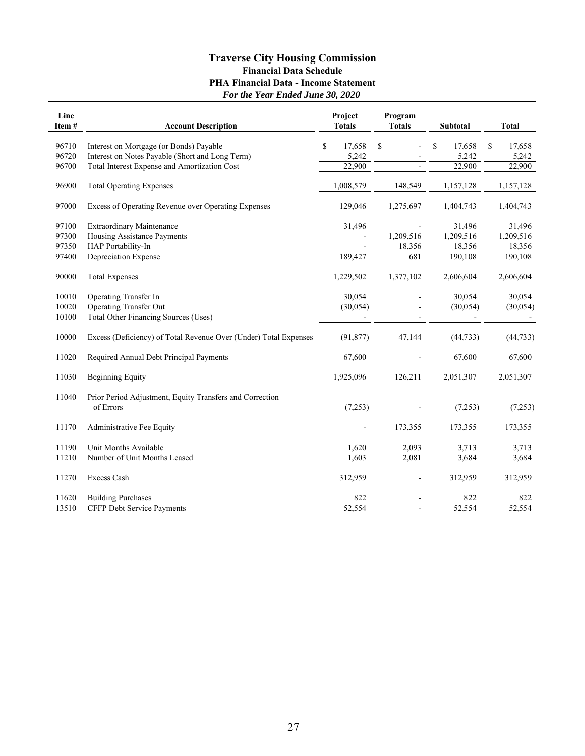# Traverse City Housing Commission

### Financial Data Schedule

### PHA Financial Data - Income Statement

### *For the Year Ended June 30, 2020*

| Line Item # | Account Description | Project Totals | Program Totals | Subtotal | Total |
|---|---|---|---|---|---|
| 96710 | Interest on Mortgage (or Bonds) Payable | $ 17,658 | $ - | $ 17,658 | $ 17,658 |
| 96720 | Interest on Notes Payable (Short and Long Term) | 5,242 | - | 5,242 | 5,242 |
| 96700 | Total Interest Expense and Amortization Cost | 22,900 | - | 22,900 | 22,900 |
| 96900 | Total Operating Expenses | 1,008,579 | 148,549 | 1,157,128 | 1,157,128 |
| 97000 | Excess of Operating Revenue over Operating Expenses | 129,046 | 1,275,697 | 1,404,743 | 1,404,743 |
| 97100 | Extraordinary Maintenance | 31,496 | - | 31,496 | 31,496 |
| 97300 | Housing Assistance Payments | - | 1,209,516 | 1,209,516 | 1,209,516 |
| 97350 | HAP Portability-In | - | 18,356 | 18,356 | 18,356 |
| 97400 | Depreciation Expense | 189,427 | 681 | 190,108 | 190,108 |
| 90000 | Total Expenses | 1,229,502 | 1,377,102 | 2,606,604 | 2,606,604 |
| 10010 | Operating Transfer In | 30,054 | - | 30,054 | 30,054 |
| 10020 | Operating Transfer Out | (30,054) | - | (30,054) | (30,054) |
| 10100 | Total Other Financing Sources (Uses) | - | - | - | - |
| 10000 | Excess (Deficiency) of Total Revenue Over (Under) Total Expenses | (91,877) | 47,144 | (44,733) | (44,733) |
| 11020 | Required Annual Debt Principal Payments | 67,600 | - | 67,600 | 67,600 |
| 11030 | Beginning Equity | 1,925,096 | 126,211 | 2,051,307 | 2,051,307 |
| 11040 | Prior Period Adjustment, Equity Transfers and Correction of Errors | (7,253) | - | (7,253) | (7,253) |
| 11170 | Administrative Fee Equity | - | 173,355 | 173,355 | 173,355 |
| 11190 | Unit Months Available | 1,620 | 2,093 | 3,713 | 3,713 |
| 11210 | Number of Unit Months Leased | 1,603 | 2,081 | 3,684 | 3,684 |
| 11270 | Excess Cash | 312,959 | - | 312,959 | 312,959 |
| 11620 | Building Purchases | 822 | - | 822 | 822 |
| 13510 | CFFP Debt Service Payments | 52,554 | - | 52,554 | 52,554 |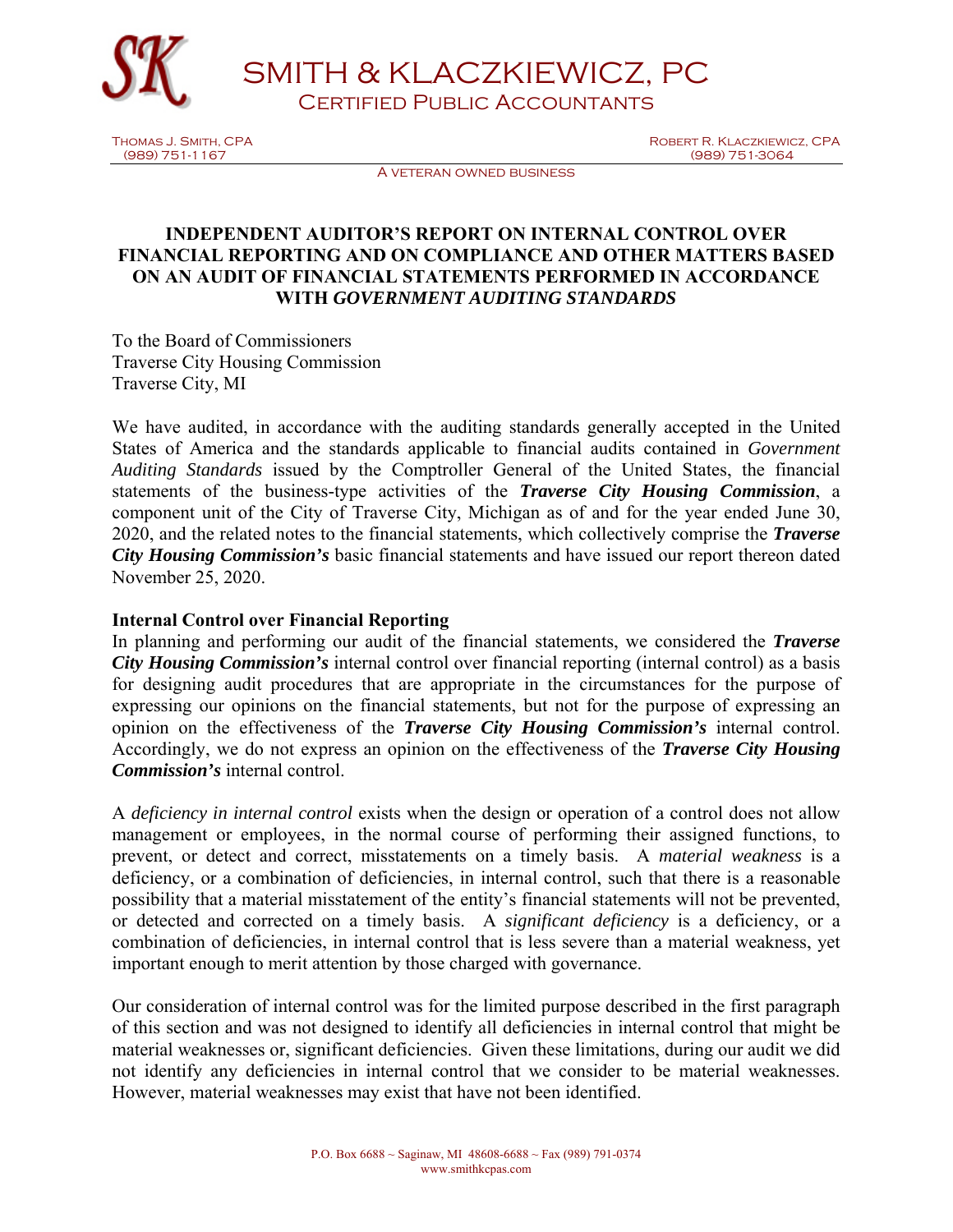# SMITH & KLACZKIEWICZ, PC

CERTIFIED PUBLIC ACCOUNTANTS

THOMAS J. SMITH, CPA (989) 751-1167

ROBERT R. KLACZKIEWICZ, CPA (989) 751-3064

A VETERAN OWNED BUSINESS

## INDEPENDENT AUDITOR'S REPORT ON INTERNAL CONTROL OVER FINANCIAL REPORTING AND ON COMPLIANCE AND OTHER MATTERS BASED ON AN AUDIT OF FINANCIAL STATEMENTS PERFORMED IN ACCORDANCE WITH *GOVERNMENT AUDITING STANDARDS*

To the Board of Commissioners
Traverse City Housing Commission
Traverse City, MI

We have audited, in accordance with the auditing standards generally accepted in the United States of America and the standards applicable to financial audits contained in *Government Auditing Standards* issued by the Comptroller General of the United States, the financial statements of the business-type activities of the ***Traverse City Housing Commission***, a component unit of the City of Traverse City, Michigan as of and for the year ended June 30, 2020, and the related notes to the financial statements, which collectively comprise the ***Traverse City Housing Commission's*** basic financial statements and have issued our report thereon dated November 25, 2020.

**Internal Control over Financial Reporting**

In planning and performing our audit of the financial statements, we considered the ***Traverse City Housing Commission's*** internal control over financial reporting (internal control) as a basis for designing audit procedures that are appropriate in the circumstances for the purpose of expressing our opinions on the financial statements, but not for the purpose of expressing an opinion on the effectiveness of the ***Traverse City Housing Commission's*** internal control. Accordingly, we do not express an opinion on the effectiveness of the ***Traverse City Housing Commission's*** internal control.

A *deficiency in internal control* exists when the design or operation of a control does not allow management or employees, in the normal course of performing their assigned functions, to prevent, or detect and correct, misstatements on a timely basis. A *material weakness* is a deficiency, or a combination of deficiencies, in internal control, such that there is a reasonable possibility that a material misstatement of the entity's financial statements will not be prevented, or detected and corrected on a timely basis. A *significant deficiency* is a deficiency, or a combination of deficiencies, in internal control that is less severe than a material weakness, yet important enough to merit attention by those charged with governance.

Our consideration of internal control was for the limited purpose described in the first paragraph of this section and was not designed to identify all deficiencies in internal control that might be material weaknesses or, significant deficiencies. Given these limitations, during our audit we did not identify any deficiencies in internal control that we consider to be material weaknesses. However, material weaknesses may exist that have not been identified.

P.O. Box 6688 ~ Saginaw, MI 48608-6688 ~ Fax (989) 791-0374
www.smithkcpas.com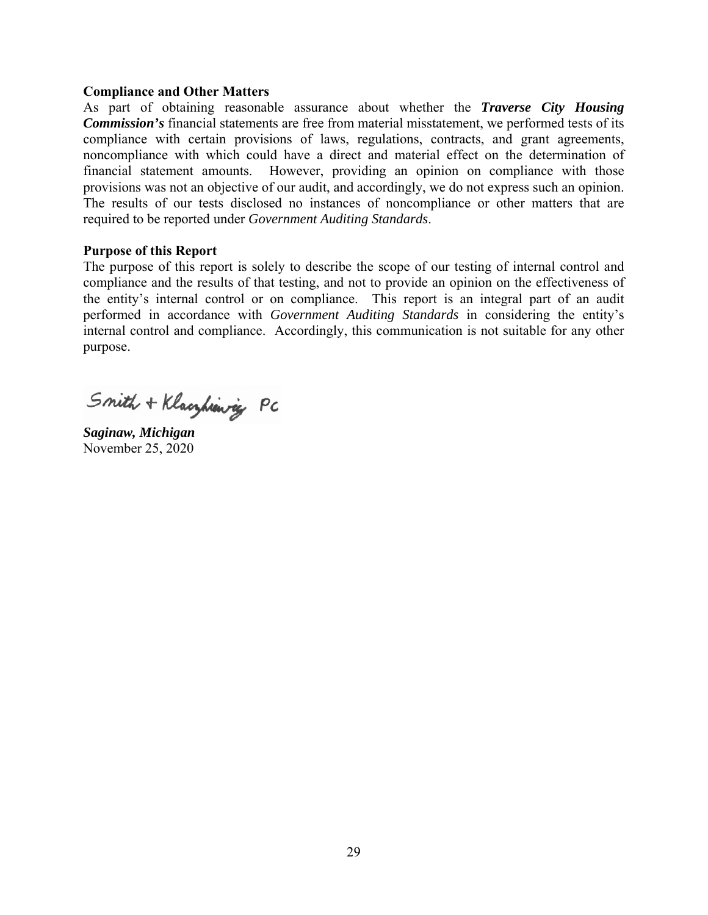**Compliance and Other Matters**

As part of obtaining reasonable assurance about whether the ***Traverse City Housing Commission's*** financial statements are free from material misstatement, we performed tests of its compliance with certain provisions of laws, regulations, contracts, and grant agreements, noncompliance with which could have a direct and material effect on the determination of financial statement amounts. However, providing an opinion on compliance with those provisions was not an objective of our audit, and accordingly, we do not express such an opinion. The results of our tests disclosed no instances of noncompliance or other matters that are required to be reported under *Government Auditing Standards*.

**Purpose of this Report**

The purpose of this report is solely to describe the scope of our testing of internal control and compliance and the results of that testing, and not to provide an opinion on the effectiveness of the entity's internal control or on compliance. This report is an integral part of an audit performed in accordance with *Government Auditing Standards* in considering the entity's internal control and compliance. Accordingly, this communication is not suitable for any other purpose.

Smith + Klaczkiewicz PC

***Saginaw, Michigan***
November 25, 2020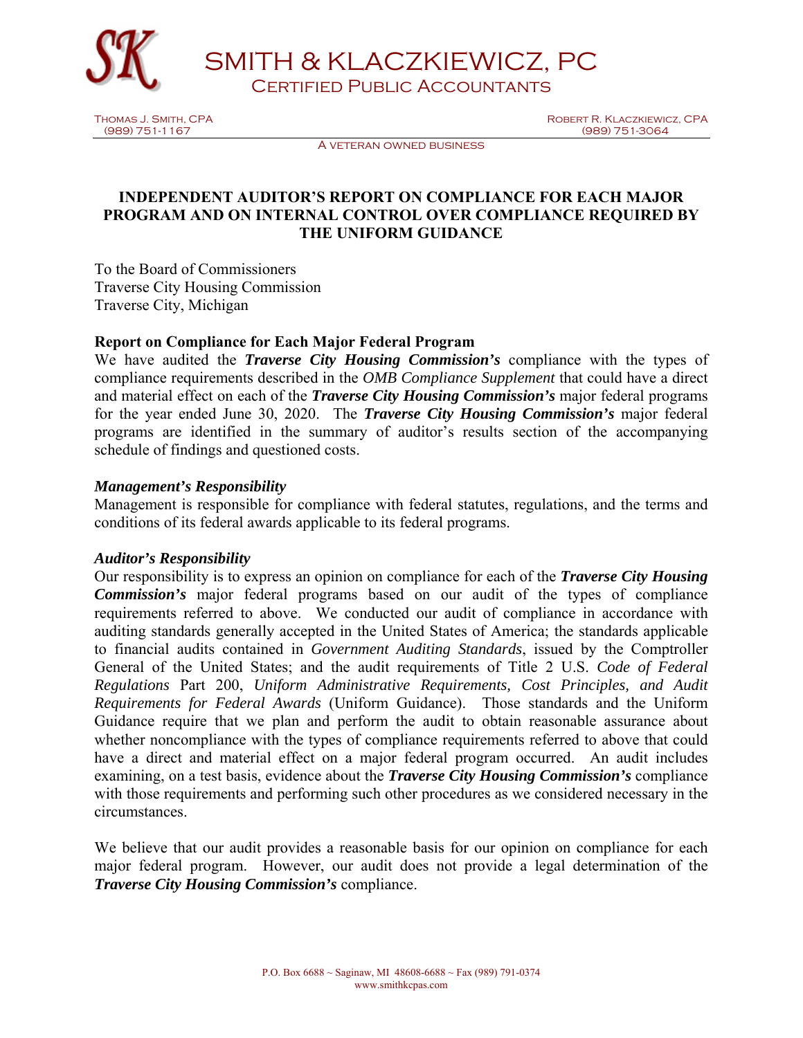# SMITH & KLACZKIEWICZ, PC

## Certified Public Accountants

Thomas J. Smith, CPA
(989) 751-1167

Robert R. Klaczkiewicz, CPA
(989) 751-3064

A veteran owned business

## INDEPENDENT AUDITOR'S REPORT ON COMPLIANCE FOR EACH MAJOR PROGRAM AND ON INTERNAL CONTROL OVER COMPLIANCE REQUIRED BY THE UNIFORM GUIDANCE

To the Board of Commissioners
Traverse City Housing Commission
Traverse City, Michigan

### Report on Compliance for Each Major Federal Program

We have audited the ***Traverse City Housing Commission's*** compliance with the types of compliance requirements described in the *OMB Compliance Supplement* that could have a direct and material effect on each of the ***Traverse City Housing Commission's*** major federal programs for the year ended June 30, 2020. The ***Traverse City Housing Commission's*** major federal programs are identified in the summary of auditor's results section of the accompanying schedule of findings and questioned costs.

#### *Management's Responsibility*

Management is responsible for compliance with federal statutes, regulations, and the terms and conditions of its federal awards applicable to its federal programs.

#### *Auditor's Responsibility*

Our responsibility is to express an opinion on compliance for each of the ***Traverse City Housing Commission's*** major federal programs based on our audit of the types of compliance requirements referred to above. We conducted our audit of compliance in accordance with auditing standards generally accepted in the United States of America; the standards applicable to financial audits contained in *Government Auditing Standards*, issued by the Comptroller General of the United States; and the audit requirements of Title 2 U.S. *Code of Federal Regulations* Part 200, *Uniform Administrative Requirements, Cost Principles, and Audit Requirements for Federal Awards* (Uniform Guidance). Those standards and the Uniform Guidance require that we plan and perform the audit to obtain reasonable assurance about whether noncompliance with the types of compliance requirements referred to above that could have a direct and material effect on a major federal program occurred. An audit includes examining, on a test basis, evidence about the ***Traverse City Housing Commission's*** compliance with those requirements and performing such other procedures as we considered necessary in the circumstances.

We believe that our audit provides a reasonable basis for our opinion on compliance for each major federal program. However, our audit does not provide a legal determination of the ***Traverse City Housing Commission's*** compliance.

P.O. Box 6688 ~ Saginaw, MI 48608-6688 ~ Fax (989) 791-0374
www.smithkcpas.com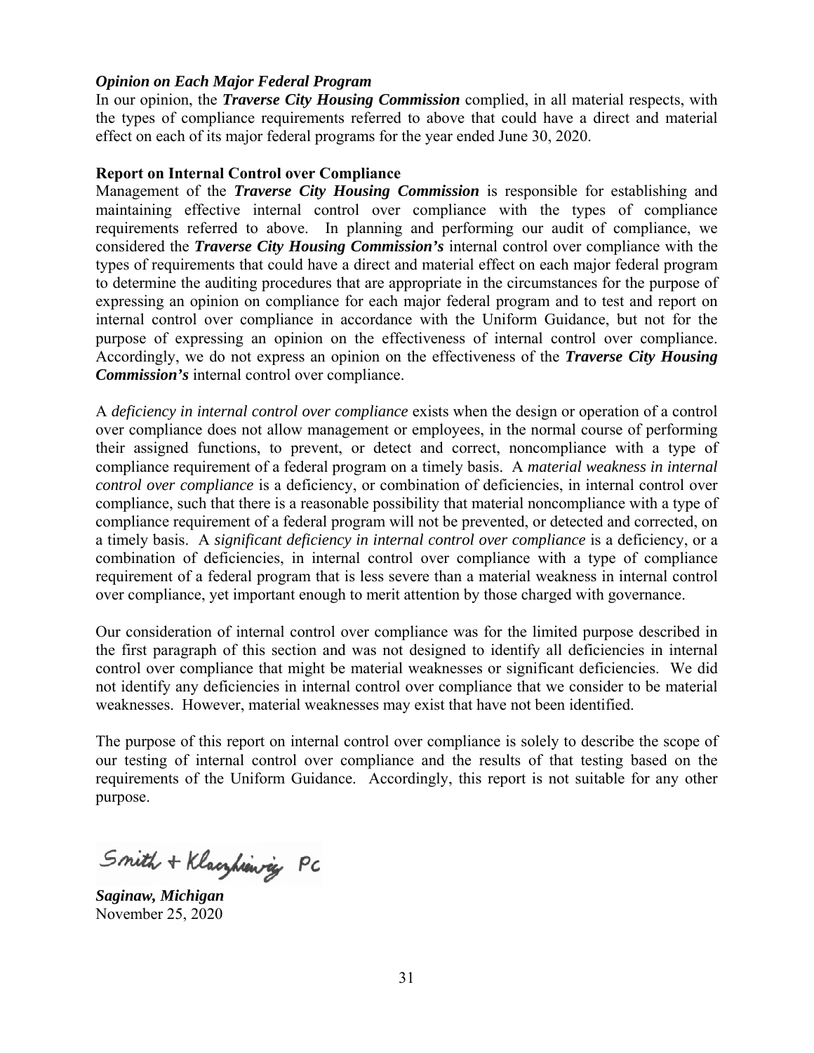***Opinion on Each Major Federal Program***

In our opinion, the ***Traverse City Housing Commission*** complied, in all material respects, with the types of compliance requirements referred to above that could have a direct and material effect on each of its major federal programs for the year ended June 30, 2020.

**Report on Internal Control over Compliance**

Management of the ***Traverse City Housing Commission*** is responsible for establishing and maintaining effective internal control over compliance with the types of compliance requirements referred to above. In planning and performing our audit of compliance, we considered the ***Traverse City Housing Commission's*** internal control over compliance with the types of requirements that could have a direct and material effect on each major federal program to determine the auditing procedures that are appropriate in the circumstances for the purpose of expressing an opinion on compliance for each major federal program and to test and report on internal control over compliance in accordance with the Uniform Guidance, but not for the purpose of expressing an opinion on the effectiveness of internal control over compliance. Accordingly, we do not express an opinion on the effectiveness of the ***Traverse City Housing Commission's*** internal control over compliance.

A *deficiency in internal control over compliance* exists when the design or operation of a control over compliance does not allow management or employees, in the normal course of performing their assigned functions, to prevent, or detect and correct, noncompliance with a type of compliance requirement of a federal program on a timely basis. A *material weakness in internal control over compliance* is a deficiency, or combination of deficiencies, in internal control over compliance, such that there is a reasonable possibility that material noncompliance with a type of compliance requirement of a federal program will not be prevented, or detected and corrected, on a timely basis. A *significant deficiency in internal control over compliance* is a deficiency, or a combination of deficiencies, in internal control over compliance with a type of compliance requirement of a federal program that is less severe than a material weakness in internal control over compliance, yet important enough to merit attention by those charged with governance.

Our consideration of internal control over compliance was for the limited purpose described in the first paragraph of this section and was not designed to identify all deficiencies in internal control over compliance that might be material weaknesses or significant deficiencies. We did not identify any deficiencies in internal control over compliance that we consider to be material weaknesses. However, material weaknesses may exist that have not been identified.

The purpose of this report on internal control over compliance is solely to describe the scope of our testing of internal control over compliance and the results of that testing based on the requirements of the Uniform Guidance. Accordingly, this report is not suitable for any other purpose.

Smith + Klaczkiewicz PC

***Saginaw, Michigan***
November 25, 2020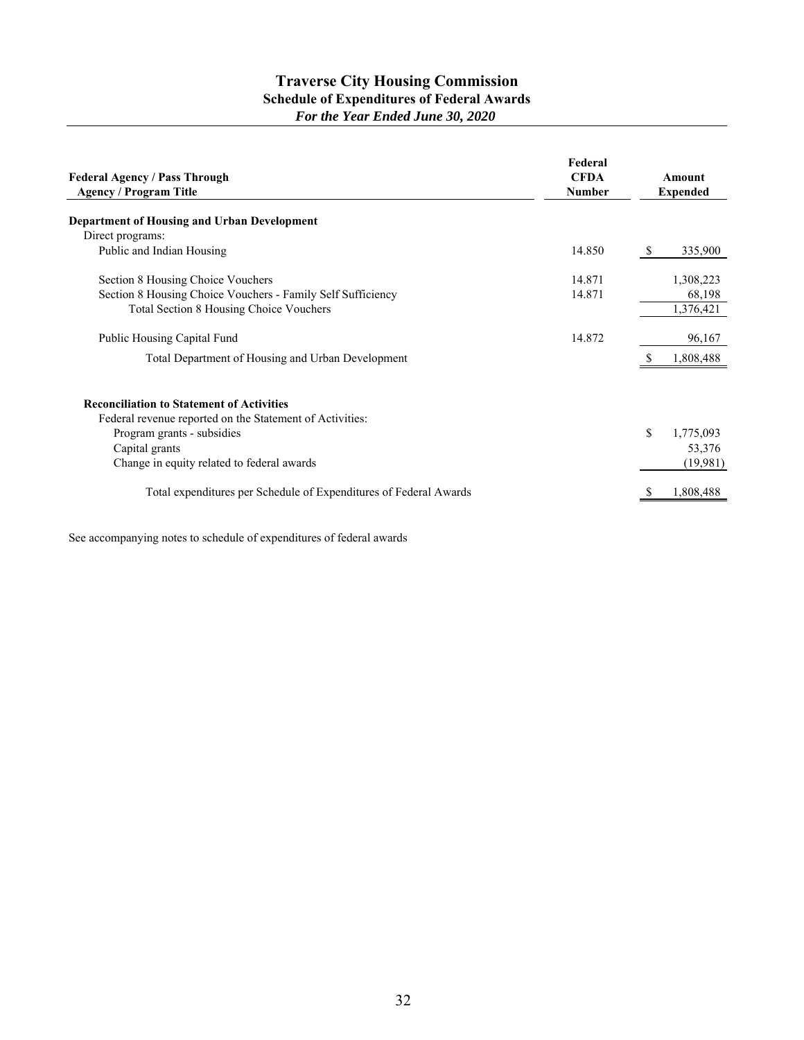# Traverse City Housing Commission

## Schedule of Expenditures of Federal Awards

*For the Year Ended June 30, 2020*

| Federal Agency / Pass Through Agency / Program Title | Federal CFDA Number | Amount Expended |
|---|---|---|
| **Department of Housing and Urban Development** | | |
| Direct programs: | | |
| Public and Indian Housing | 14.850 | $ 335,900 |
| Section 8 Housing Choice Vouchers | 14.871 | 1,308,223 |
| Section 8 Housing Choice Vouchers - Family Self Sufficiency | 14.871 | 68,198 |
| Total Section 8 Housing Choice Vouchers | | 1,376,421 |
| Public Housing Capital Fund | 14.872 | 96,167 |
| Total Department of Housing and Urban Development | | $ 1,808,488 |

| **Reconciliation to Statement of Activities** | |
|---|---|
| Federal revenue reported on the Statement of Activities: | |
| Program grants - subsidies | $ 1,775,093 |
| Capital grants | 53,376 |
| Change in equity related to federal awards | (19,981) |
| Total expenditures per Schedule of Expenditures of Federal Awards | $ 1,808,488 |

See accompanying notes to schedule of expenditures of federal awards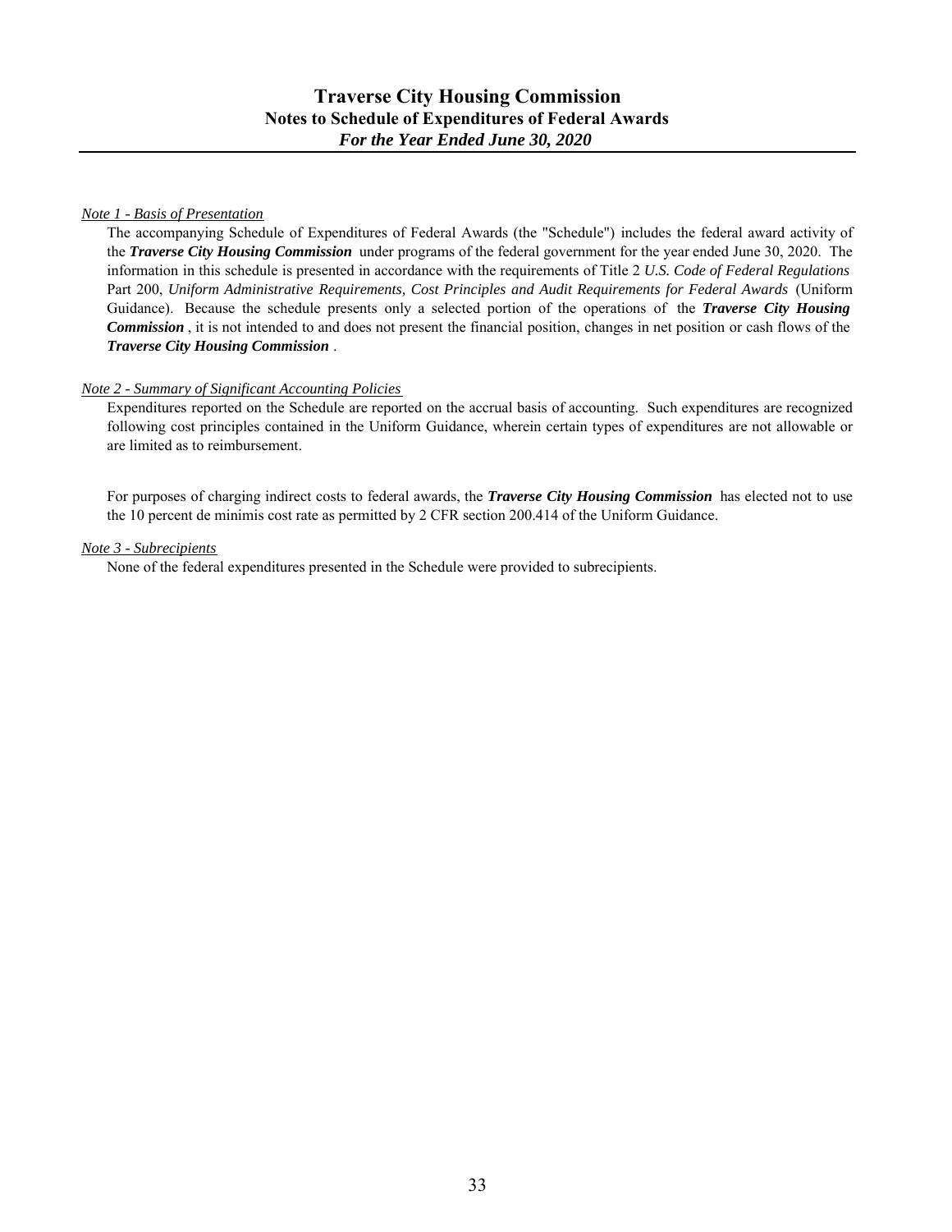# Traverse City Housing Commission

## Notes to Schedule of Expenditures of Federal Awards

### *For the Year Ended June 30, 2020*

*Note 1 - Basis of Presentation*

The accompanying Schedule of Expenditures of Federal Awards (the "Schedule") includes the federal award activity of the ***Traverse City Housing Commission*** under programs of the federal government for the year ended June 30, 2020. The information in this schedule is presented in accordance with the requirements of Title 2 *U.S. Code of Federal Regulations* Part 200, *Uniform Administrative Requirements, Cost Principles and Audit Requirements for Federal Awards* (Uniform Guidance). Because the schedule presents only a selected portion of the operations of the ***Traverse City Housing Commission***, it is not intended to and does not present the financial position, changes in net position or cash flows of the ***Traverse City Housing Commission***.

*Note 2 - Summary of Significant Accounting Policies*

Expenditures reported on the Schedule are reported on the accrual basis of accounting. Such expenditures are recognized following cost principles contained in the Uniform Guidance, wherein certain types of expenditures are not allowable or are limited as to reimbursement.

For purposes of charging indirect costs to federal awards, the ***Traverse City Housing Commission*** has elected not to use the 10 percent de minimis cost rate as permitted by 2 CFR section 200.414 of the Uniform Guidance.

*Note 3 - Subrecipients*

None of the federal expenditures presented in the Schedule were provided to subrecipients.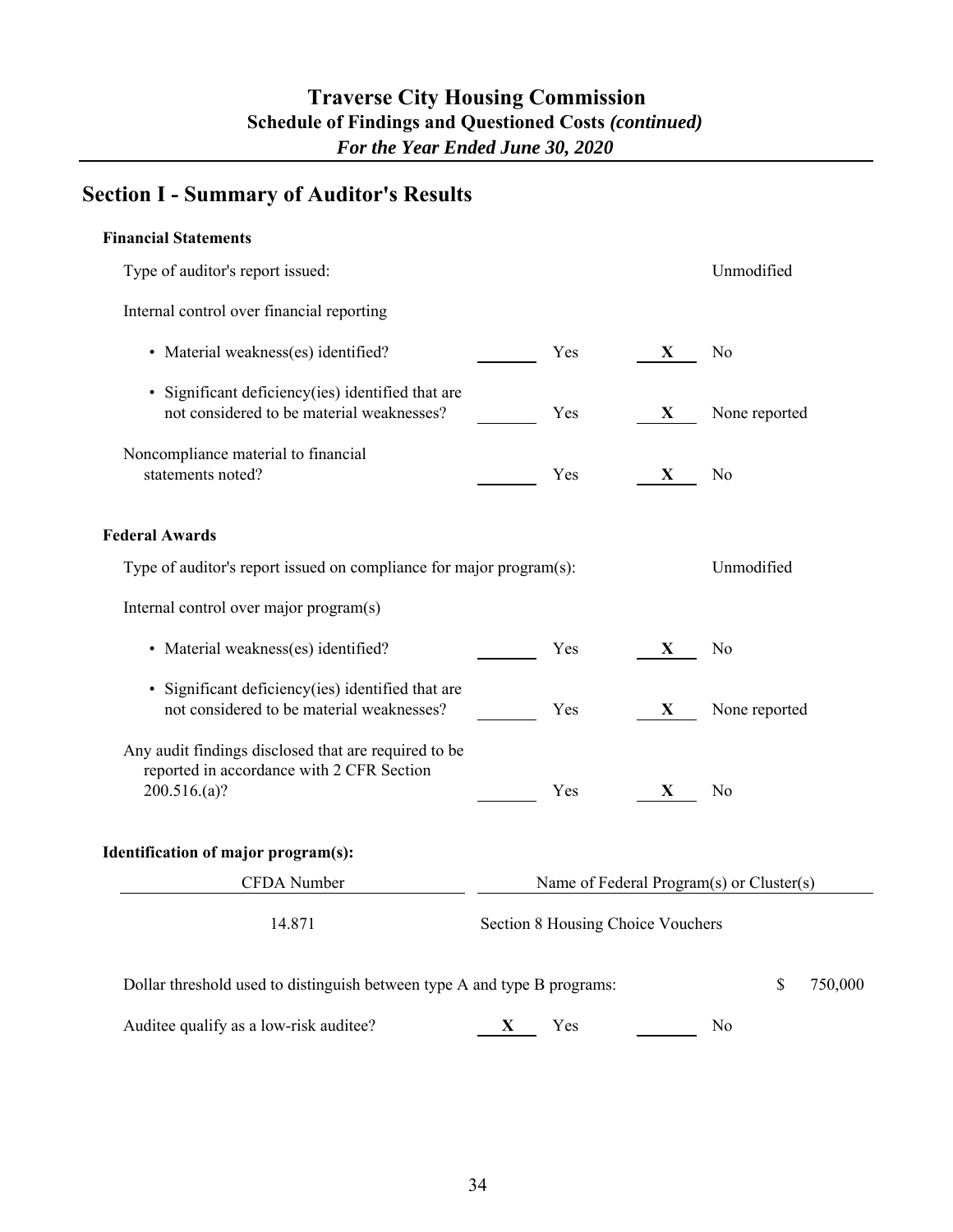# Traverse City Housing Commission
## Schedule of Findings and Questioned Costs *(continued)*
### *For the Year Ended June 30, 2020*

## Section I - Summary of Auditor's Results

**Financial Statements**

Type of auditor's report issued: Unmodified

Internal control over financial reporting

| | | | |
|---|---|---|---|
| • Material weakness(es) identified? | ____ Yes | X | No |
| • Significant deficiency(ies) identified that are not considered to be material weaknesses? | ____ Yes | X | None reported |
| Noncompliance material to financial statements noted? | ____ Yes | X | No |

**Federal Awards**

Type of auditor's report issued on compliance for major program(s): Unmodified

Internal control over major program(s)

| | | | |
|---|---|---|---|
| • Material weakness(es) identified? | ____ Yes | X | No |
| • Significant deficiency(ies) identified that are not considered to be material weaknesses? | ____ Yes | X | None reported |
| Any audit findings disclosed that are required to be reported in accordance with 2 CFR Section 200.516.(a)? | ____ Yes | X | No |

**Identification of major program(s):**

| CFDA Number | Name of Federal Program(s) or Cluster(s) |
|---|---|
| 14.871 | Section 8 Housing Choice Vouchers |

Dollar threshold used to distinguish between type A and type B programs: $ 750,000

| | | | |
|---|---|---|---|
| Auditee qualify as a low-risk auditee? | X Yes | ____ | No |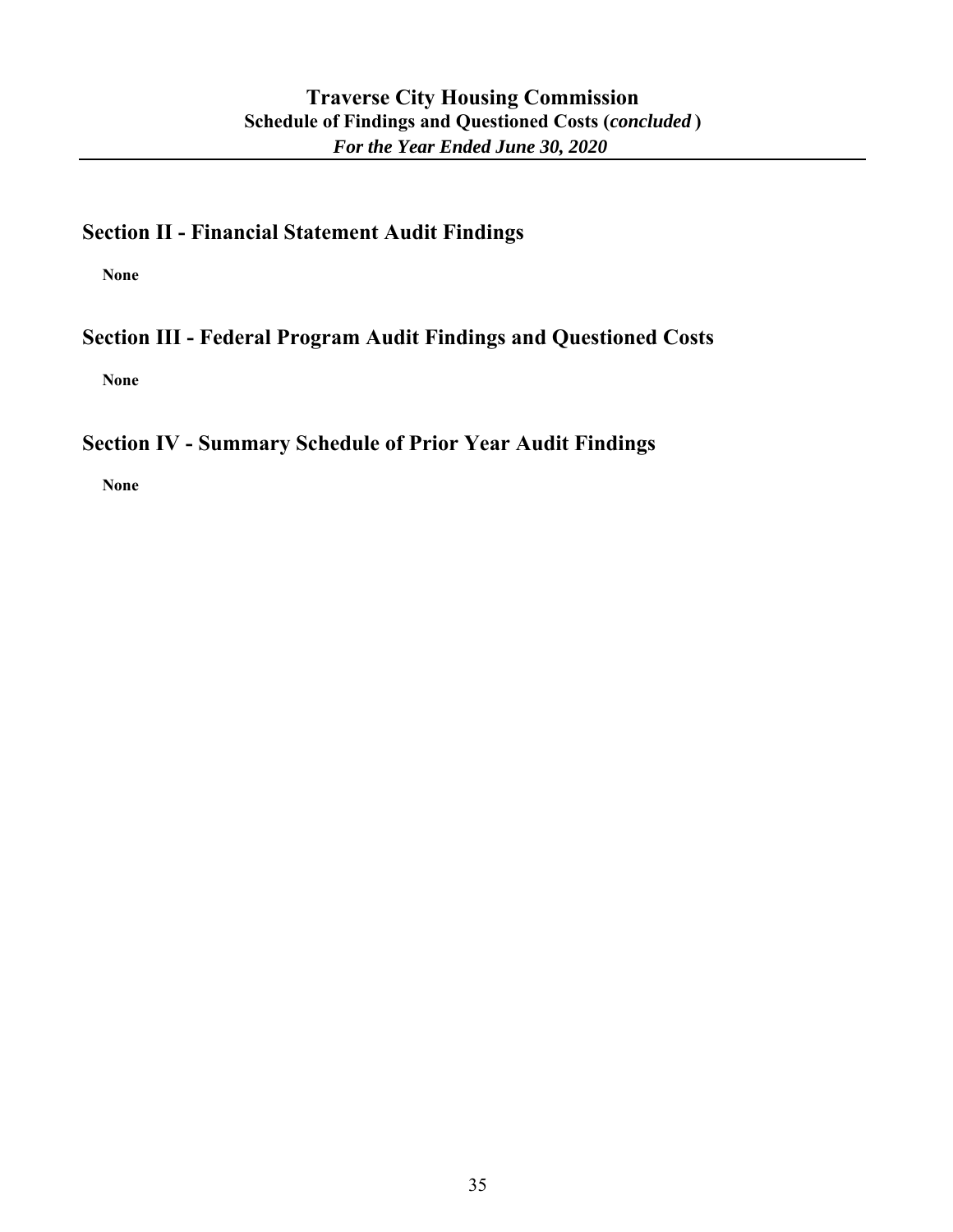# Traverse City Housing Commission

## Schedule of Findings and Questioned Costs (*concluded*)

### *For the Year Ended June 30, 2020*

## Section II - Financial Statement Audit Findings

**None**

## Section III - Federal Program Audit Findings and Questioned Costs

**None**

## Section IV - Summary Schedule of Prior Year Audit Findings

**None**